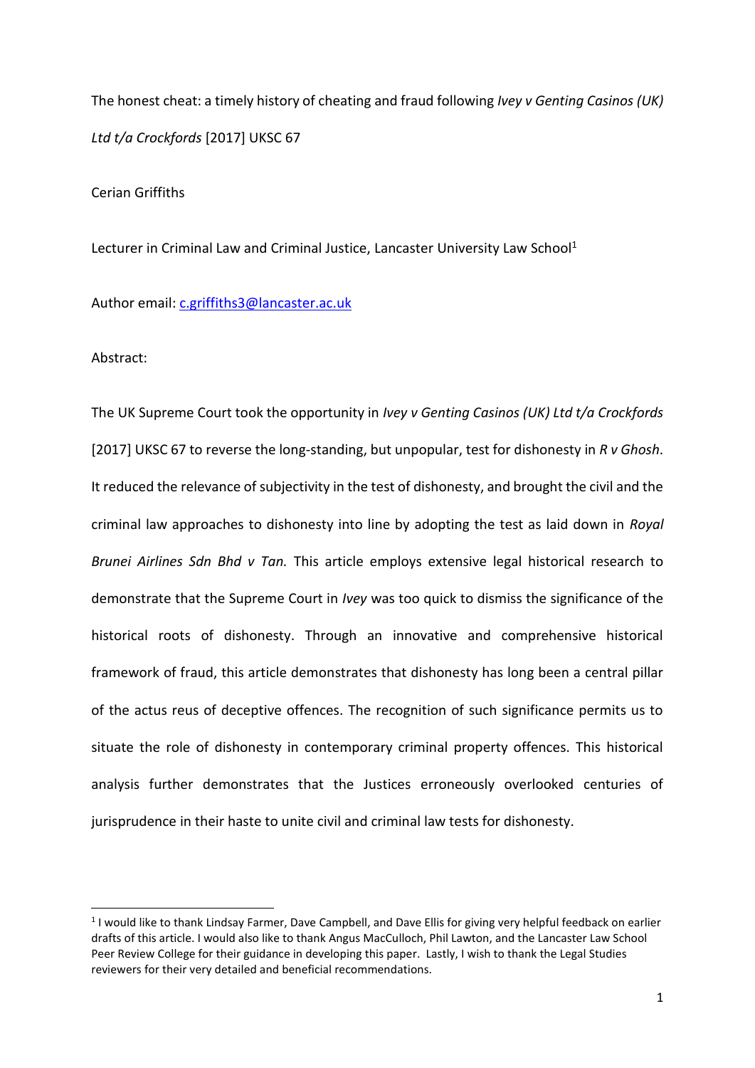# The honest cheat: a timely history of cheating and fraud following *Ivey v Genting Casinos (UK) Ltd t/a Crockfords* [2017] UKSC 67

Cerian Griffiths

Lecturer in Criminal Law and Criminal Justice, Lancaster University Law School[1]

Author email: c.griffiths3@lancaster.ac.uk

Abstract:

The UK Supreme Court took the opportunity in *Ivey v Genting Casinos (UK) Ltd t/a Crockfords* [2017] UKSC 67 to reverse the long-standing, but unpopular, test for dishonesty in *R v Ghosh*. It reduced the relevance of subjectivity in the test of dishonesty, and brought the civil and the criminal law approaches to dishonesty into line by adopting the test as laid down in *Royal Brunei Airlines Sdn Bhd v Tan.* This article employs extensive legal historical research to demonstrate that the Supreme Court in *Ivey* was too quick to dismiss the significance of the historical roots of dishonesty. Through an innovative and comprehensive historical framework of fraud, this article demonstrates that dishonesty has long been a central pillar of the actus reus of deceptive offences. The recognition of such significance permits us to situate the role of dishonesty in contemporary criminal property offences. This historical analysis further demonstrates that the Justices erroneously overlooked centuries of jurisprudence in their haste to unite civil and criminal law tests for dishonesty.

[1] I would like to thank Lindsay Farmer, Dave Campbell, and Dave Ellis for giving very helpful feedback on earlier drafts of this article. I would also like to thank Angus MacCulloch, Phil Lawton, and the Lancaster Law School Peer Review College for their guidance in developing this paper. Lastly, I wish to thank the Legal Studies reviewers for their very detailed and beneficial recommendations.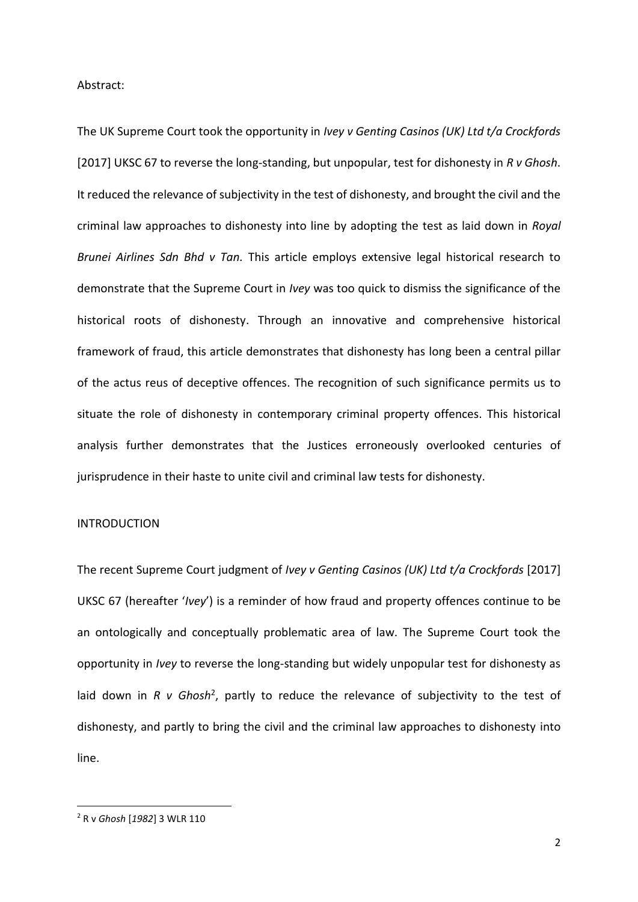Abstract:

The UK Supreme Court took the opportunity in *Ivey v Genting Casinos (UK) Ltd t/a Crockfords* [2017] UKSC 67 to reverse the long-standing, but unpopular, test for dishonesty in *R v Ghosh*. It reduced the relevance of subjectivity in the test of dishonesty, and brought the civil and the criminal law approaches to dishonesty into line by adopting the test as laid down in *Royal Brunei Airlines Sdn Bhd v Tan.* This article employs extensive legal historical research to demonstrate that the Supreme Court in *Ivey* was too quick to dismiss the significance of the historical roots of dishonesty. Through an innovative and comprehensive historical framework of fraud, this article demonstrates that dishonesty has long been a central pillar of the actus reus of deceptive offences. The recognition of such significance permits us to situate the role of dishonesty in contemporary criminal property offences. This historical analysis further demonstrates that the Justices erroneously overlooked centuries of jurisprudence in their haste to unite civil and criminal law tests for dishonesty.

## INTRODUCTION

The recent Supreme Court judgment of *Ivey v Genting Casinos (UK) Ltd t/a Crockfords* [2017] UKSC 67 (hereafter '*Ivey*') is a reminder of how fraud and property offences continue to be an ontologically and conceptually problematic area of law. The Supreme Court took the opportunity in *Ivey* to reverse the long-standing but widely unpopular test for dishonesty as laid down in *R v Ghosh*[2], partly to reduce the relevance of subjectivity to the test of dishonesty, and partly to bring the civil and the criminal law approaches to dishonesty into line.

---

[2] R v *Ghosh* [*1982*] 3 WLR 110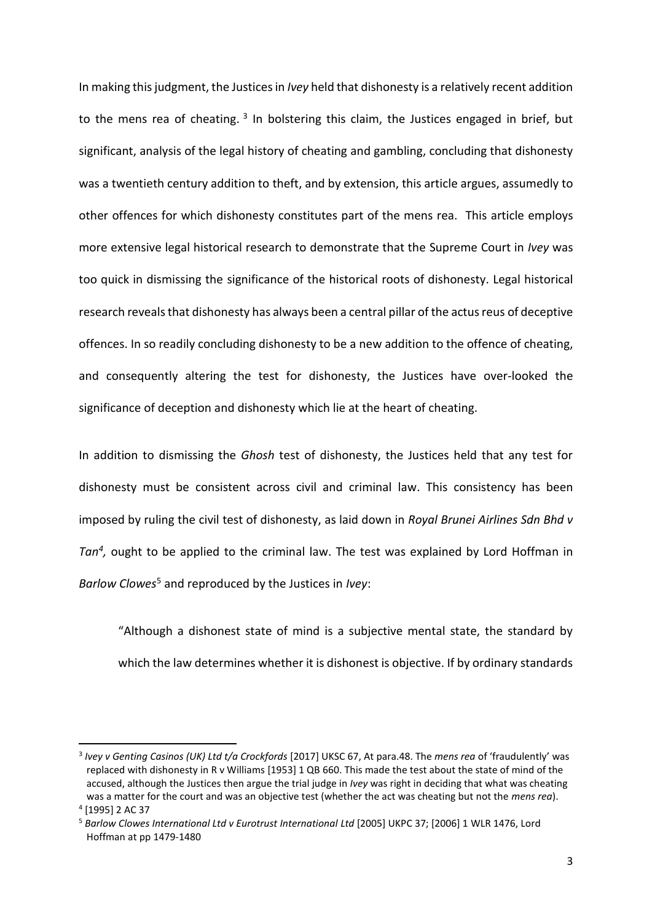In making this judgment, the Justices in *Ivey* held that dishonesty is a relatively recent addition to the mens rea of cheating. [3] In bolstering this claim, the Justices engaged in brief, but significant, analysis of the legal history of cheating and gambling, concluding that dishonesty was a twentieth century addition to theft, and by extension, this article argues, assumedly to other offences for which dishonesty constitutes part of the mens rea. This article employs more extensive legal historical research to demonstrate that the Supreme Court in *Ivey* was too quick in dismissing the significance of the historical roots of dishonesty. Legal historical research reveals that dishonesty has always been a central pillar of the actus reus of deceptive offences. In so readily concluding dishonesty to be a new addition to the offence of cheating, and consequently altering the test for dishonesty, the Justices have over-looked the significance of deception and dishonesty which lie at the heart of cheating.

In addition to dismissing the *Ghosh* test of dishonesty, the Justices held that any test for dishonesty must be consistent across civil and criminal law. This consistency has been imposed by ruling the civil test of dishonesty, as laid down in *Royal Brunei Airlines Sdn Bhd v Tan*[4], ought to be applied to the criminal law. The test was explained by Lord Hoffman in *Barlow Clowes*[5] and reproduced by the Justices in *Ivey*:

> "Although a dishonest state of mind is a subjective mental state, the standard by which the law determines whether it is dishonest is objective. If by ordinary standards

---

[3] *Ivey v Genting Casinos (UK) Ltd t/a Crockfords* [2017] UKSC 67, At para.48. The *mens rea* of 'fraudulently' was replaced with dishonesty in R v Williams [1953] 1 QB 660. This made the test about the state of mind of the accused, although the Justices then argue the trial judge in *Ivey* was right in deciding that what was cheating was a matter for the court and was an objective test (whether the act was cheating but not the *mens rea*).

[4] [1995] 2 AC 37

[5] *Barlow Clowes International Ltd v Eurotrust International Ltd* [2005] UKPC 37; [2006] 1 WLR 1476, Lord Hoffman at pp 1479-1480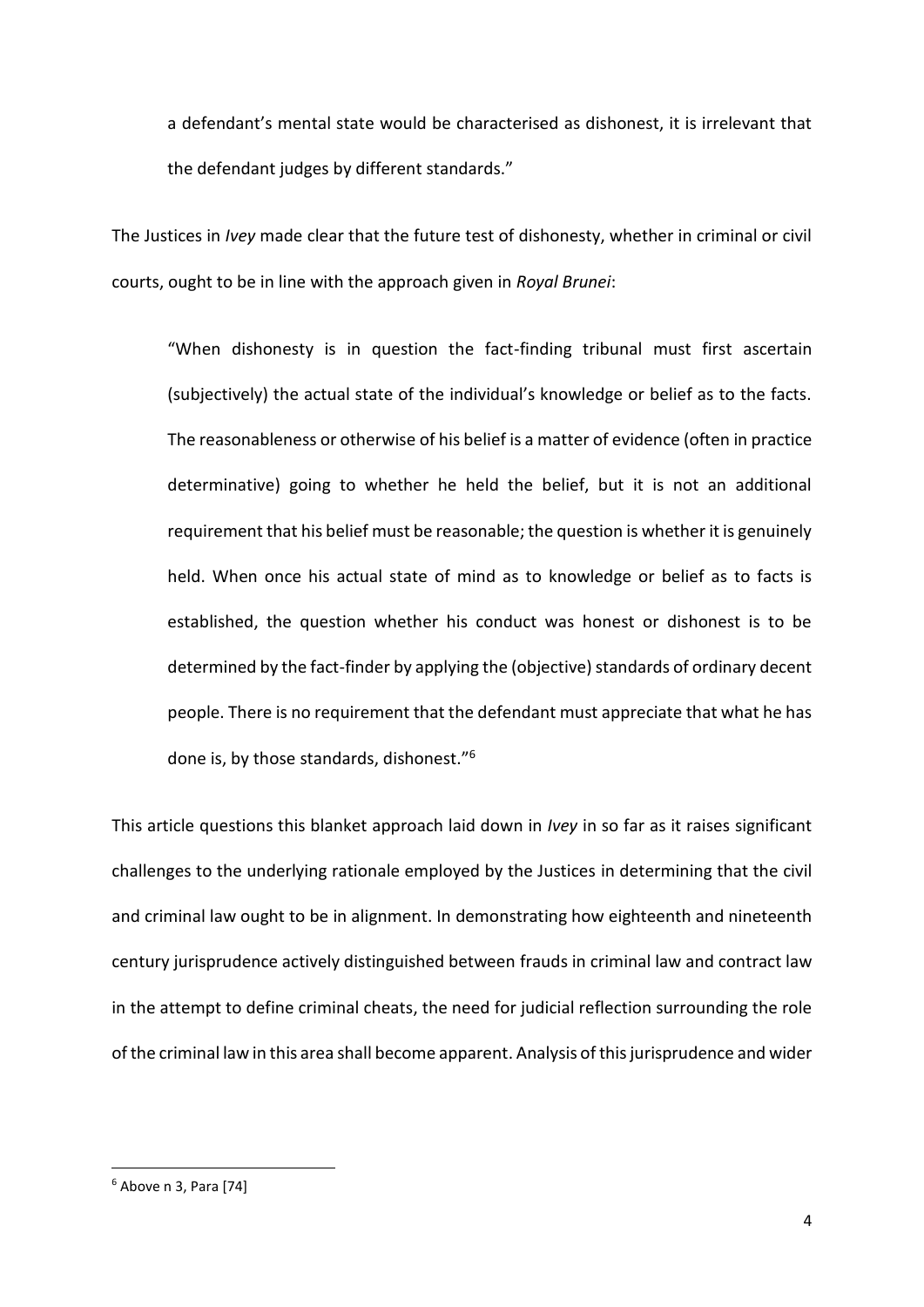a defendant's mental state would be characterised as dishonest, it is irrelevant that the defendant judges by different standards."

The Justices in *Ivey* made clear that the future test of dishonesty, whether in criminal or civil courts, ought to be in line with the approach given in *Royal Brunei*:

> "When dishonesty is in question the fact-finding tribunal must first ascertain (subjectively) the actual state of the individual's knowledge or belief as to the facts. The reasonableness or otherwise of his belief is a matter of evidence (often in practice determinative) going to whether he held the belief, but it is not an additional requirement that his belief must be reasonable; the question is whether it is genuinely held. When once his actual state of mind as to knowledge or belief as to facts is established, the question whether his conduct was honest or dishonest is to be determined by the fact-finder by applying the (objective) standards of ordinary decent people. There is no requirement that the defendant must appreciate that what he has done is, by those standards, dishonest."[6]

This article questions this blanket approach laid down in *Ivey* in so far as it raises significant challenges to the underlying rationale employed by the Justices in determining that the civil and criminal law ought to be in alignment. In demonstrating how eighteenth and nineteenth century jurisprudence actively distinguished between frauds in criminal law and contract law in the attempt to define criminal cheats, the need for judicial reflection surrounding the role of the criminal law in this area shall become apparent. Analysis of this jurisprudence and wider

---

[6] Above n 3, Para [74]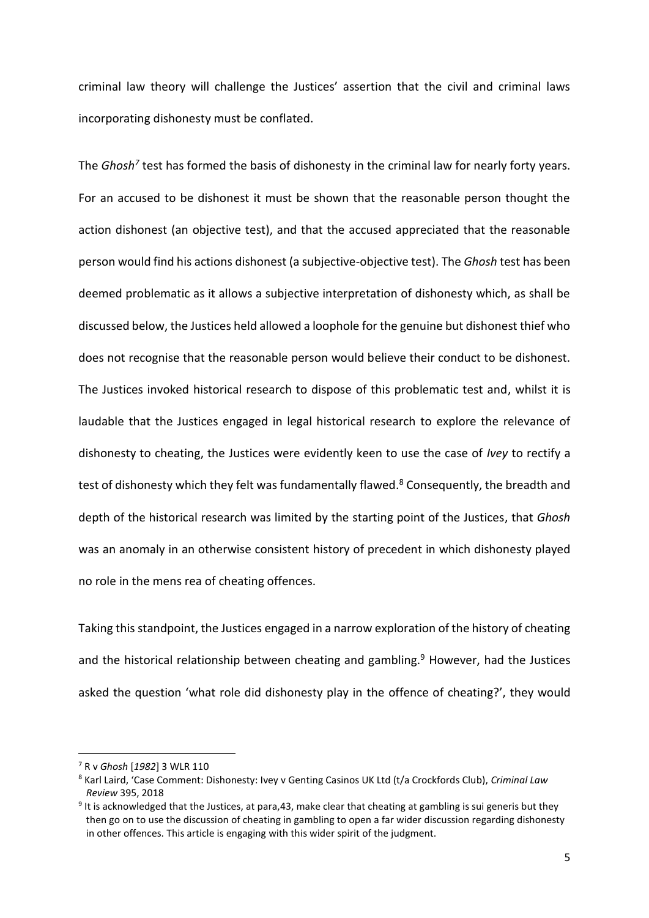criminal law theory will challenge the Justices' assertion that the civil and criminal laws incorporating dishonesty must be conflated.

The *Ghosh*[7] test has formed the basis of dishonesty in the criminal law for nearly forty years. For an accused to be dishonest it must be shown that the reasonable person thought the action dishonest (an objective test), and that the accused appreciated that the reasonable person would find his actions dishonest (a subjective-objective test). The *Ghosh* test has been deemed problematic as it allows a subjective interpretation of dishonesty which, as shall be discussed below, the Justices held allowed a loophole for the genuine but dishonest thief who does not recognise that the reasonable person would believe their conduct to be dishonest. The Justices invoked historical research to dispose of this problematic test and, whilst it is laudable that the Justices engaged in legal historical research to explore the relevance of dishonesty to cheating, the Justices were evidently keen to use the case of *Ivey* to rectify a test of dishonesty which they felt was fundamentally flawed.[8] Consequently, the breadth and depth of the historical research was limited by the starting point of the Justices, that *Ghosh* was an anomaly in an otherwise consistent history of precedent in which dishonesty played no role in the mens rea of cheating offences.

Taking this standpoint, the Justices engaged in a narrow exploration of the history of cheating and the historical relationship between cheating and gambling.[9] However, had the Justices asked the question 'what role did dishonesty play in the offence of cheating?', they would

---

[7] R v *Ghosh* [*1982*] 3 WLR 110

[8] Karl Laird, 'Case Comment: Dishonesty: Ivey v Genting Casinos UK Ltd (t/a Crockfords Club), *Criminal Law Review* 395, 2018

[9] It is acknowledged that the Justices, at para,43, make clear that cheating at gambling is sui generis but they then go on to use the discussion of cheating in gambling to open a far wider discussion regarding dishonesty in other offences. This article is engaging with this wider spirit of the judgment.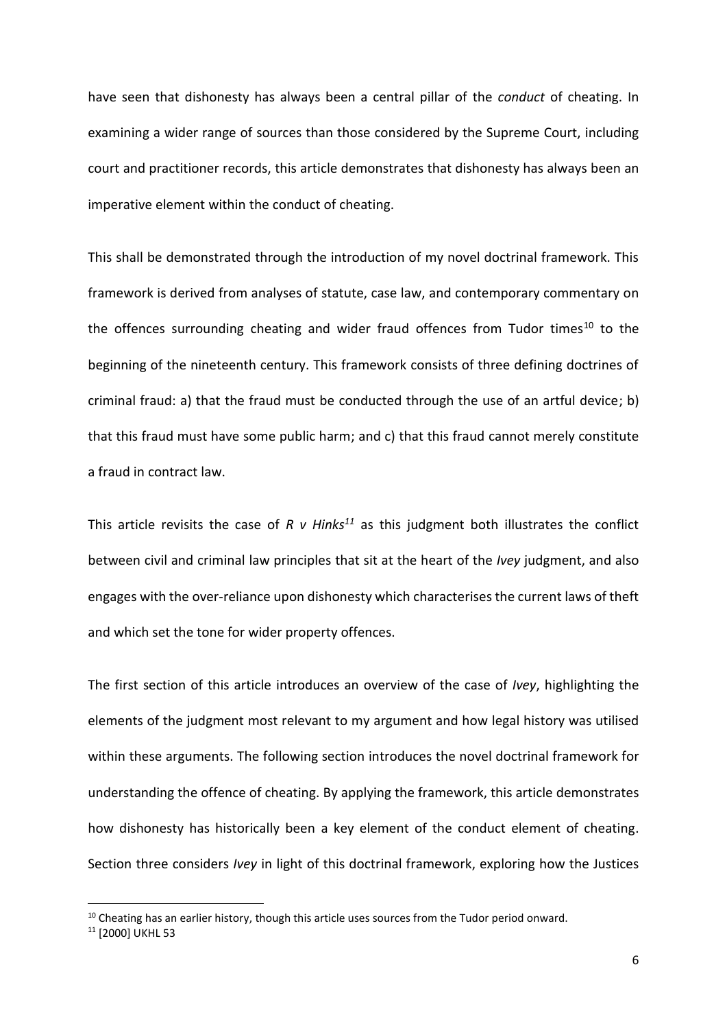have seen that dishonesty has always been a central pillar of the *conduct* of cheating. In examining a wider range of sources than those considered by the Supreme Court, including court and practitioner records, this article demonstrates that dishonesty has always been an imperative element within the conduct of cheating.

This shall be demonstrated through the introduction of my novel doctrinal framework. This framework is derived from analyses of statute, case law, and contemporary commentary on the offences surrounding cheating and wider fraud offences from Tudor times[10] to the beginning of the nineteenth century. This framework consists of three defining doctrines of criminal fraud: a) that the fraud must be conducted through the use of an artful device; b) that this fraud must have some public harm; and c) that this fraud cannot merely constitute a fraud in contract law.

This article revisits the case of *R v Hinks*[11] as this judgment both illustrates the conflict between civil and criminal law principles that sit at the heart of the *Ivey* judgment, and also engages with the over-reliance upon dishonesty which characterises the current laws of theft and which set the tone for wider property offences.

The first section of this article introduces an overview of the case of *Ivey*, highlighting the elements of the judgment most relevant to my argument and how legal history was utilised within these arguments. The following section introduces the novel doctrinal framework for understanding the offence of cheating. By applying the framework, this article demonstrates how dishonesty has historically been a key element of the conduct element of cheating. Section three considers *Ivey* in light of this doctrinal framework, exploring how the Justices

[10] Cheating has an earlier history, though this article uses sources from the Tudor period onward.

[11] [2000] UKHL 53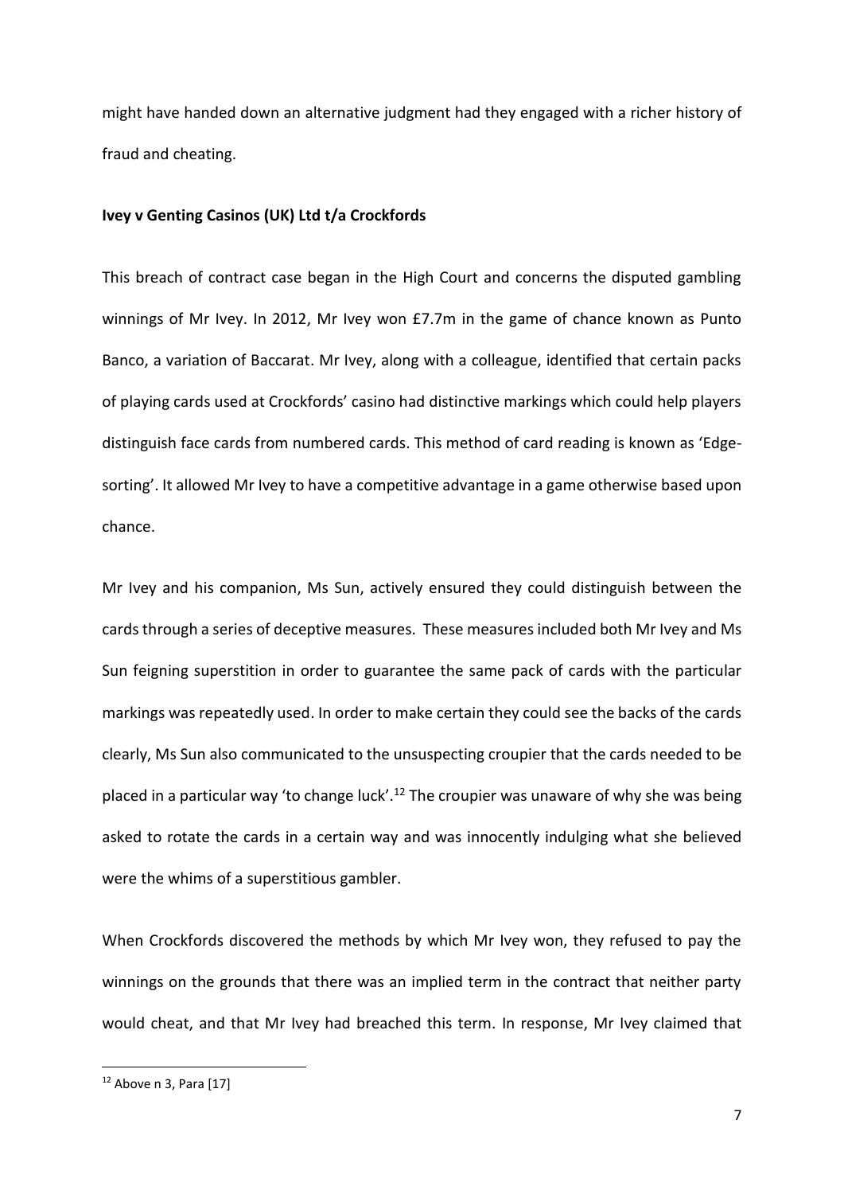might have handed down an alternative judgment had they engaged with a richer history of fraud and cheating.

**Ivey v Genting Casinos (UK) Ltd t/a Crockfords**

This breach of contract case began in the High Court and concerns the disputed gambling winnings of Mr Ivey. In 2012, Mr Ivey won £7.7m in the game of chance known as Punto Banco, a variation of Baccarat. Mr Ivey, along with a colleague, identified that certain packs of playing cards used at Crockfords' casino had distinctive markings which could help players distinguish face cards from numbered cards. This method of card reading is known as 'Edge-sorting'. It allowed Mr Ivey to have a competitive advantage in a game otherwise based upon chance.

Mr Ivey and his companion, Ms Sun, actively ensured they could distinguish between the cards through a series of deceptive measures. These measures included both Mr Ivey and Ms Sun feigning superstition in order to guarantee the same pack of cards with the particular markings was repeatedly used. In order to make certain they could see the backs of the cards clearly, Ms Sun also communicated to the unsuspecting croupier that the cards needed to be placed in a particular way 'to change luck'.[12] The croupier was unaware of why she was being asked to rotate the cards in a certain way and was innocently indulging what she believed were the whims of a superstitious gambler.

When Crockfords discovered the methods by which Mr Ivey won, they refused to pay the winnings on the grounds that there was an implied term in the contract that neither party would cheat, and that Mr Ivey had breached this term. In response, Mr Ivey claimed that

[12] Above n 3, Para [17]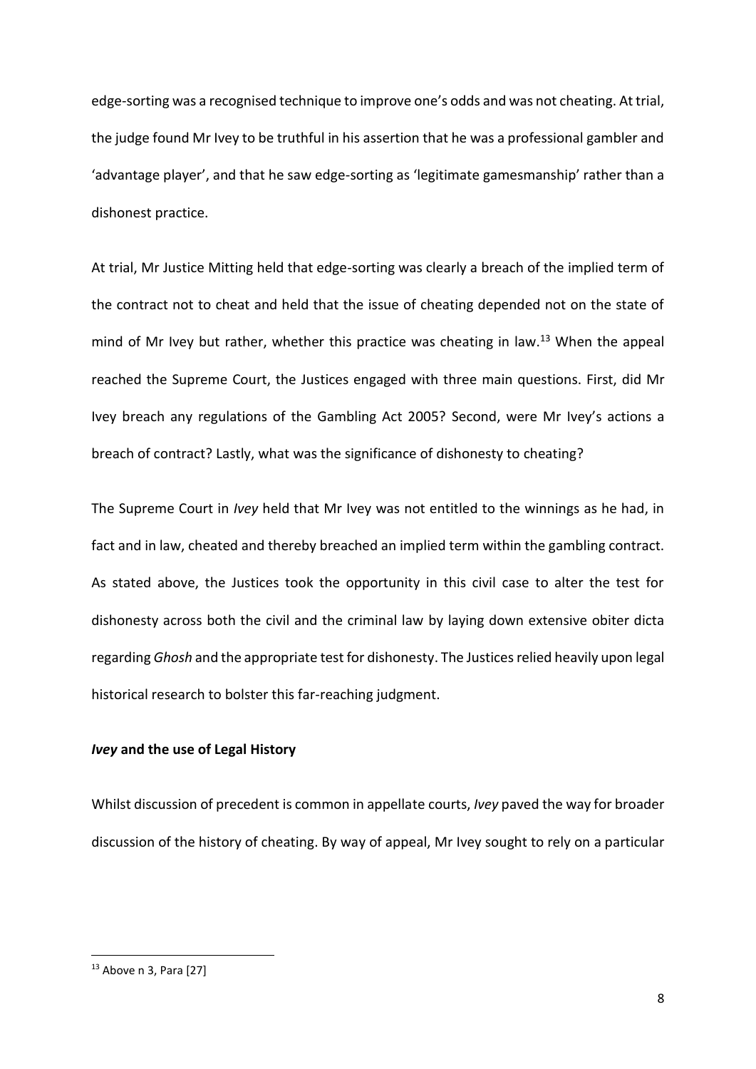edge-sorting was a recognised technique to improve one's odds and was not cheating. At trial, the judge found Mr Ivey to be truthful in his assertion that he was a professional gambler and 'advantage player', and that he saw edge-sorting as 'legitimate gamesmanship' rather than a dishonest practice.

At trial, Mr Justice Mitting held that edge-sorting was clearly a breach of the implied term of the contract not to cheat and held that the issue of cheating depended not on the state of mind of Mr Ivey but rather, whether this practice was cheating in law.[13] When the appeal reached the Supreme Court, the Justices engaged with three main questions. First, did Mr Ivey breach any regulations of the Gambling Act 2005? Second, were Mr Ivey's actions a breach of contract? Lastly, what was the significance of dishonesty to cheating?

The Supreme Court in *Ivey* held that Mr Ivey was not entitled to the winnings as he had, in fact and in law, cheated and thereby breached an implied term within the gambling contract. As stated above, the Justices took the opportunity in this civil case to alter the test for dishonesty across both the civil and the criminal law by laying down extensive obiter dicta regarding *Ghosh* and the appropriate test for dishonesty. The Justices relied heavily upon legal historical research to bolster this far-reaching judgment.

### *Ivey* and the use of Legal History

Whilst discussion of precedent is common in appellate courts, *Ivey* paved the way for broader discussion of the history of cheating. By way of appeal, Mr Ivey sought to rely on a particular

[13] Above n 3, Para [27]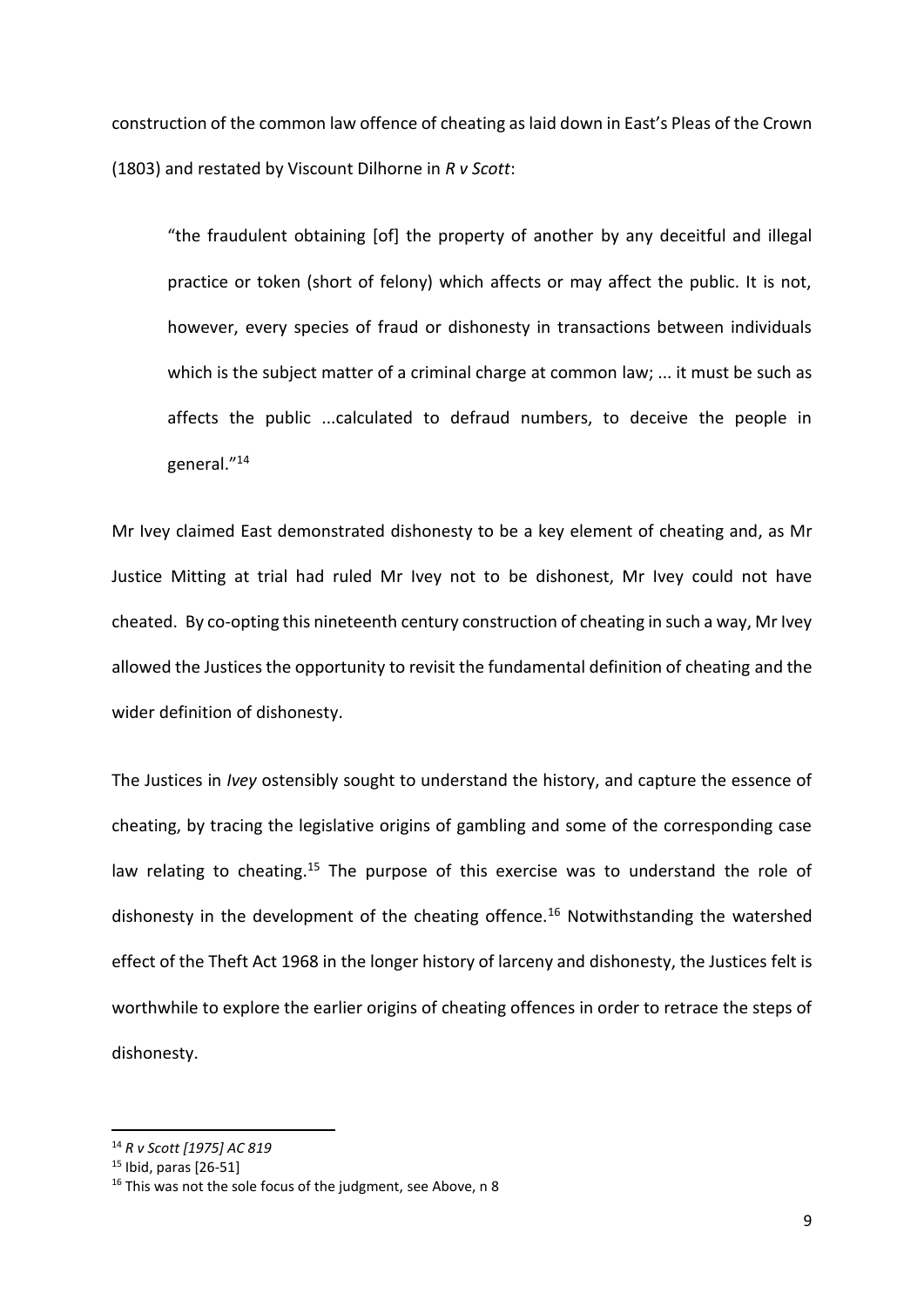construction of the common law offence of cheating as laid down in East's Pleas of the Crown (1803) and restated by Viscount Dilhorne in *R v Scott*:

> "the fraudulent obtaining [of] the property of another by any deceitful and illegal practice or token (short of felony) which affects or may affect the public. It is not, however, every species of fraud or dishonesty in transactions between individuals which is the subject matter of a criminal charge at common law; ... it must be such as affects the public ...calculated to defraud numbers, to deceive the people in general."[14]

Mr Ivey claimed East demonstrated dishonesty to be a key element of cheating and, as Mr Justice Mitting at trial had ruled Mr Ivey not to be dishonest, Mr Ivey could not have cheated. By co-opting this nineteenth century construction of cheating in such a way, Mr Ivey allowed the Justices the opportunity to revisit the fundamental definition of cheating and the wider definition of dishonesty.

The Justices in *Ivey* ostensibly sought to understand the history, and capture the essence of cheating, by tracing the legislative origins of gambling and some of the corresponding case law relating to cheating.[15] The purpose of this exercise was to understand the role of dishonesty in the development of the cheating offence.[16] Notwithstanding the watershed effect of the Theft Act 1968 in the longer history of larceny and dishonesty, the Justices felt is worthwhile to explore the earlier origins of cheating offences in order to retrace the steps of dishonesty.

---

[14] *R v Scott [1975] AC 819*

[15] Ibid, paras [26-51]

[16] This was not the sole focus of the judgment, see Above, n 8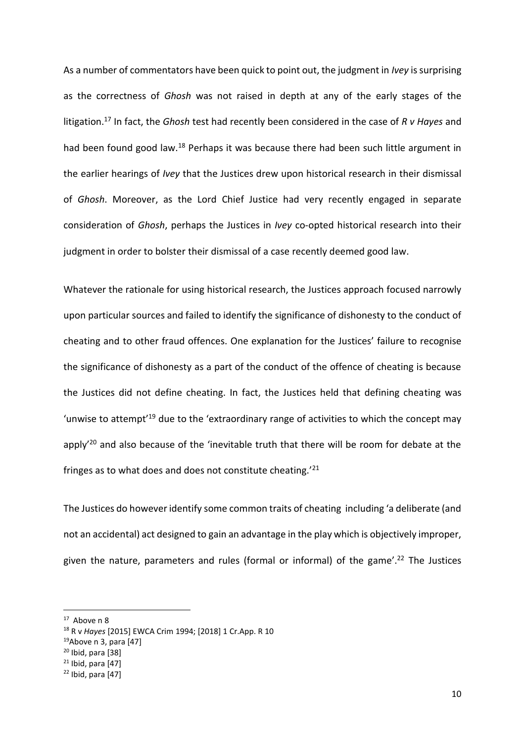As a number of commentators have been quick to point out, the judgment in *Ivey* is surprising as the correctness of *Ghosh* was not raised in depth at any of the early stages of the litigation.[17] In fact, the *Ghosh* test had recently been considered in the case of *R v Hayes* and had been found good law.[18] Perhaps it was because there had been such little argument in the earlier hearings of *Ivey* that the Justices drew upon historical research in their dismissal of *Ghosh*. Moreover, as the Lord Chief Justice had very recently engaged in separate consideration of *Ghosh*, perhaps the Justices in *Ivey* co-opted historical research into their judgment in order to bolster their dismissal of a case recently deemed good law.

Whatever the rationale for using historical research, the Justices approach focused narrowly upon particular sources and failed to identify the significance of dishonesty to the conduct of cheating and to other fraud offences. One explanation for the Justices' failure to recognise the significance of dishonesty as a part of the conduct of the offence of cheating is because the Justices did not define cheating. In fact, the Justices held that defining cheating was 'unwise to attempt'[19] due to the 'extraordinary range of activities to which the concept may apply'[20] and also because of the 'inevitable truth that there will be room for debate at the fringes as to what does and does not constitute cheating.'[21]

The Justices do however identify some common traits of cheating including 'a deliberate (and not an accidental) act designed to gain an advantage in the play which is objectively improper, given the nature, parameters and rules (formal or informal) of the game'.[22] The Justices

---

[17] Above n 8

[18] R v *Hayes* [2015] EWCA Crim 1994; [2018] 1 Cr.App. R 10

[19] Above n 3, para [47]

[20] Ibid, para [38]

[21] Ibid, para [47]

[22] Ibid, para [47]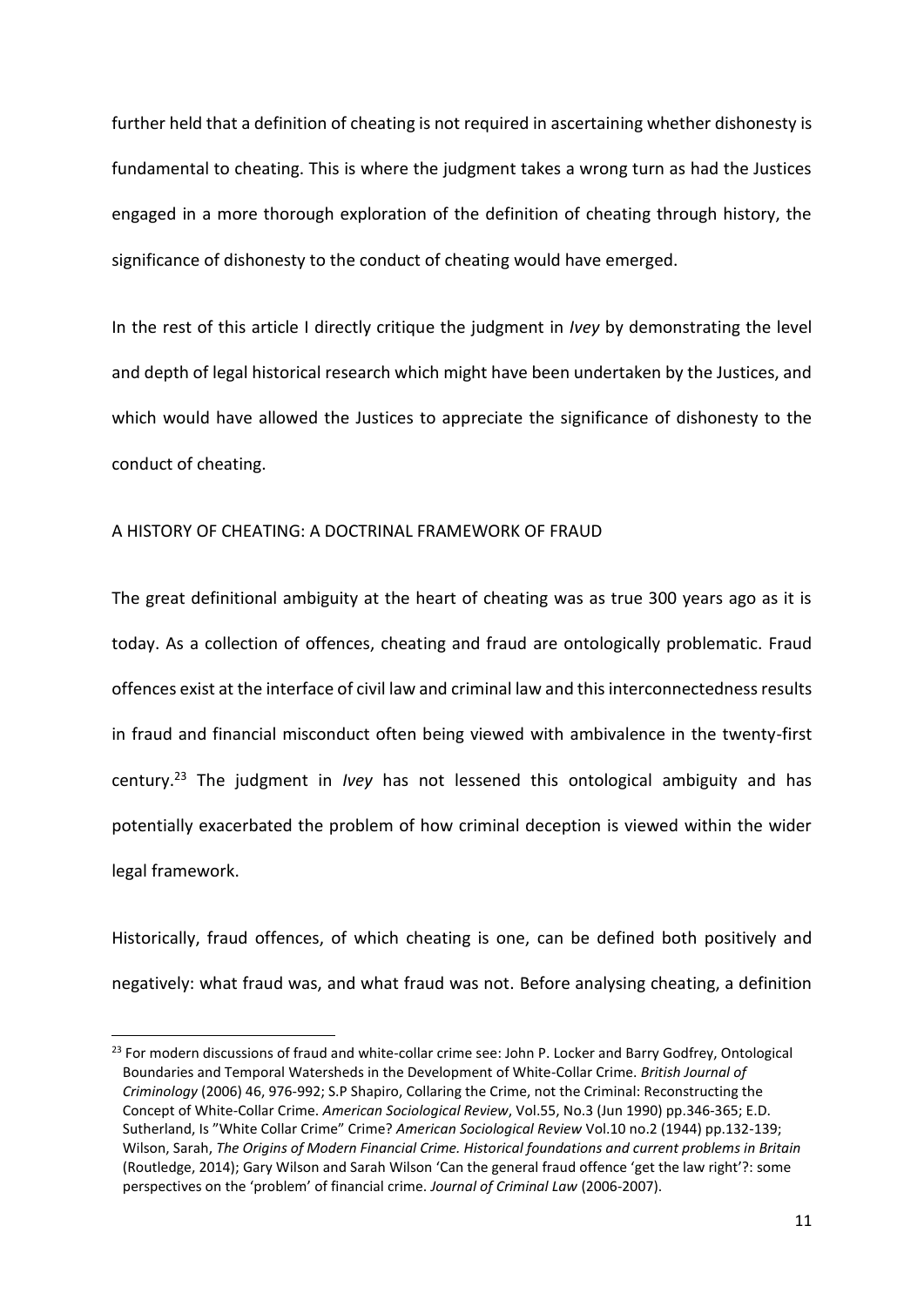further held that a definition of cheating is not required in ascertaining whether dishonesty is fundamental to cheating. This is where the judgment takes a wrong turn as had the Justices engaged in a more thorough exploration of the definition of cheating through history, the significance of dishonesty to the conduct of cheating would have emerged.

In the rest of this article I directly critique the judgment in *Ivey* by demonstrating the level and depth of legal historical research which might have been undertaken by the Justices, and which would have allowed the Justices to appreciate the significance of dishonesty to the conduct of cheating.

## A HISTORY OF CHEATING: A DOCTRINAL FRAMEWORK OF FRAUD

The great definitional ambiguity at the heart of cheating was as true 300 years ago as it is today. As a collection of offences, cheating and fraud are ontologically problematic. Fraud offences exist at the interface of civil law and criminal law and this interconnectedness results in fraud and financial misconduct often being viewed with ambivalence in the twenty-first century.[23] The judgment in *Ivey* has not lessened this ontological ambiguity and has potentially exacerbated the problem of how criminal deception is viewed within the wider legal framework.

Historically, fraud offences, of which cheating is one, can be defined both positively and negatively: what fraud was, and what fraud was not. Before analysing cheating, a definition

---

[23] For modern discussions of fraud and white-collar crime see: John P. Locker and Barry Godfrey, Ontological Boundaries and Temporal Watersheds in the Development of White-Collar Crime. *British Journal of Criminology* (2006) 46, 976-992; S.P Shapiro, Collaring the Crime, not the Criminal: Reconstructing the Concept of White-Collar Crime. *American Sociological Review*, Vol.55, No.3 (Jun 1990) pp.346-365; E.D. Sutherland, Is "White Collar Crime" Crime? *American Sociological Review* Vol.10 no.2 (1944) pp.132-139; Wilson, Sarah, *The Origins of Modern Financial Crime. Historical foundations and current problems in Britain* (Routledge, 2014); Gary Wilson and Sarah Wilson 'Can the general fraud offence 'get the law right'?: some perspectives on the 'problem' of financial crime. *Journal of Criminal Law* (2006-2007).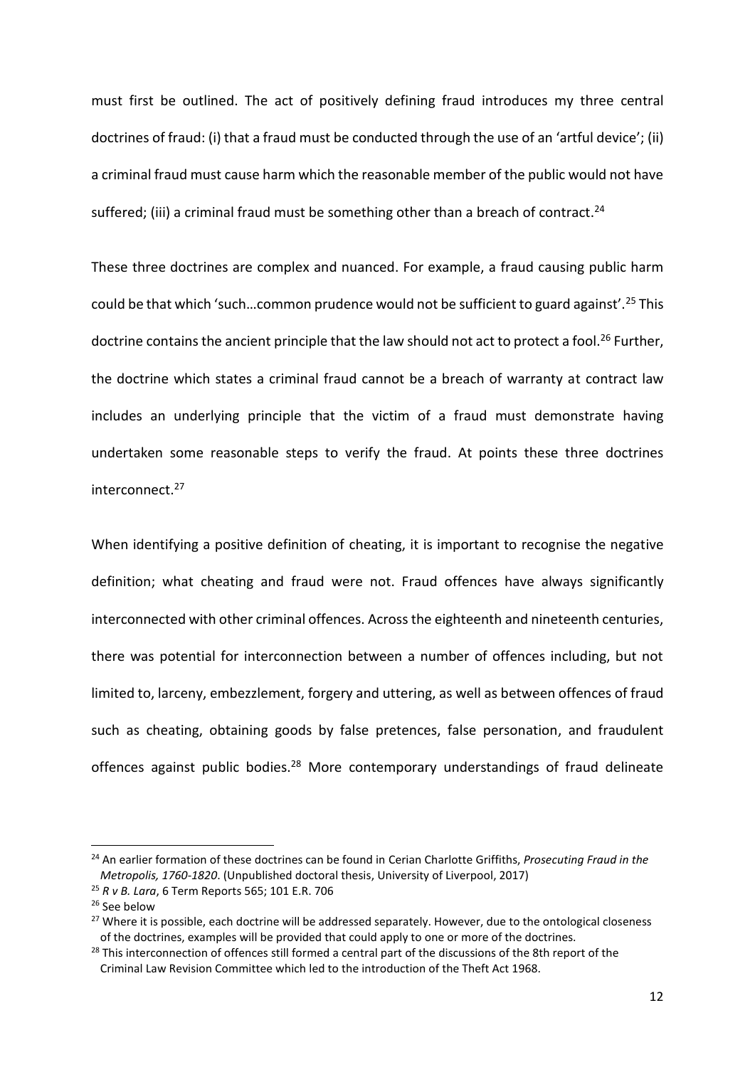must first be outlined. The act of positively defining fraud introduces my three central doctrines of fraud: (i) that a fraud must be conducted through the use of an 'artful device'; (ii) a criminal fraud must cause harm which the reasonable member of the public would not have suffered; (iii) a criminal fraud must be something other than a breach of contract.[24]

These three doctrines are complex and nuanced. For example, a fraud causing public harm could be that which 'such…common prudence would not be sufficient to guard against'.[25] This doctrine contains the ancient principle that the law should not act to protect a fool.[26] Further, the doctrine which states a criminal fraud cannot be a breach of warranty at contract law includes an underlying principle that the victim of a fraud must demonstrate having undertaken some reasonable steps to verify the fraud. At points these three doctrines interconnect.[27]

When identifying a positive definition of cheating, it is important to recognise the negative definition; what cheating and fraud were not. Fraud offences have always significantly interconnected with other criminal offences. Across the eighteenth and nineteenth centuries, there was potential for interconnection between a number of offences including, but not limited to, larceny, embezzlement, forgery and uttering, as well as between offences of fraud such as cheating, obtaining goods by false pretences, false personation, and fraudulent offences against public bodies.[28] More contemporary understandings of fraud delineate

[24] An earlier formation of these doctrines can be found in Cerian Charlotte Griffiths, *Prosecuting Fraud in the Metropolis, 1760-1820*. (Unpublished doctoral thesis, University of Liverpool, 2017)

[25] *R v B. Lara*, 6 Term Reports 565; 101 E.R. 706

[26] See below

[27] Where it is possible, each doctrine will be addressed separately. However, due to the ontological closeness of the doctrines, examples will be provided that could apply to one or more of the doctrines.

[28] This interconnection of offences still formed a central part of the discussions of the 8th report of the Criminal Law Revision Committee which led to the introduction of the Theft Act 1968.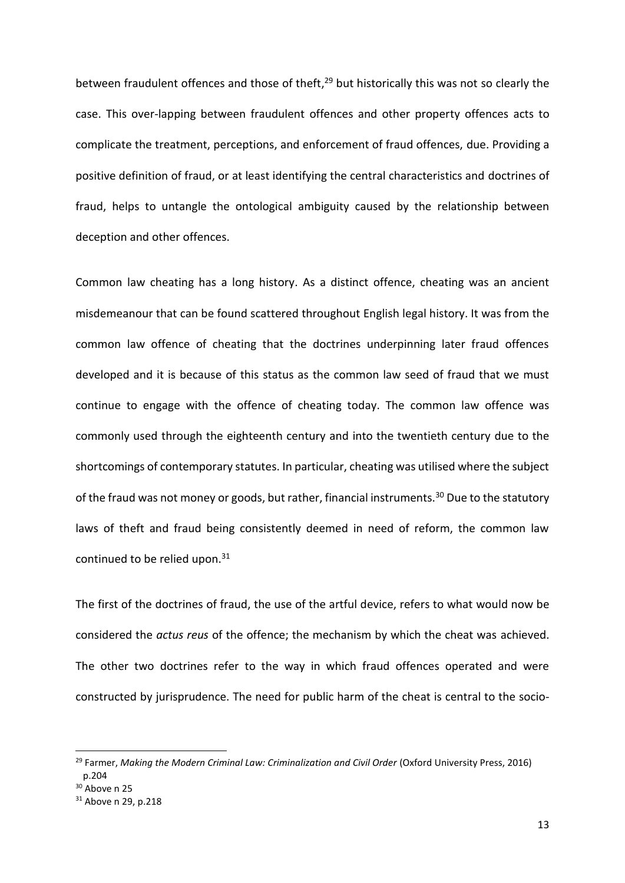between fraudulent offences and those of theft,[29] but historically this was not so clearly the case. This over-lapping between fraudulent offences and other property offences acts to complicate the treatment, perceptions, and enforcement of fraud offences, due. Providing a positive definition of fraud, or at least identifying the central characteristics and doctrines of fraud, helps to untangle the ontological ambiguity caused by the relationship between deception and other offences.

Common law cheating has a long history. As a distinct offence, cheating was an ancient misdemeanour that can be found scattered throughout English legal history. It was from the common law offence of cheating that the doctrines underpinning later fraud offences developed and it is because of this status as the common law seed of fraud that we must continue to engage with the offence of cheating today. The common law offence was commonly used through the eighteenth century and into the twentieth century due to the shortcomings of contemporary statutes. In particular, cheating was utilised where the subject of the fraud was not money or goods, but rather, financial instruments.[30] Due to the statutory laws of theft and fraud being consistently deemed in need of reform, the common law continued to be relied upon.[31]

The first of the doctrines of fraud, the use of the artful device, refers to what would now be considered the *actus reus* of the offence; the mechanism by which the cheat was achieved. The other two doctrines refer to the way in which fraud offences operated and were constructed by jurisprudence. The need for public harm of the cheat is central to the socio-

---

[29] Farmer, *Making the Modern Criminal Law: Criminalization and Civil Order* (Oxford University Press, 2016) p.204

[30] Above n 25

[31] Above n 29, p.218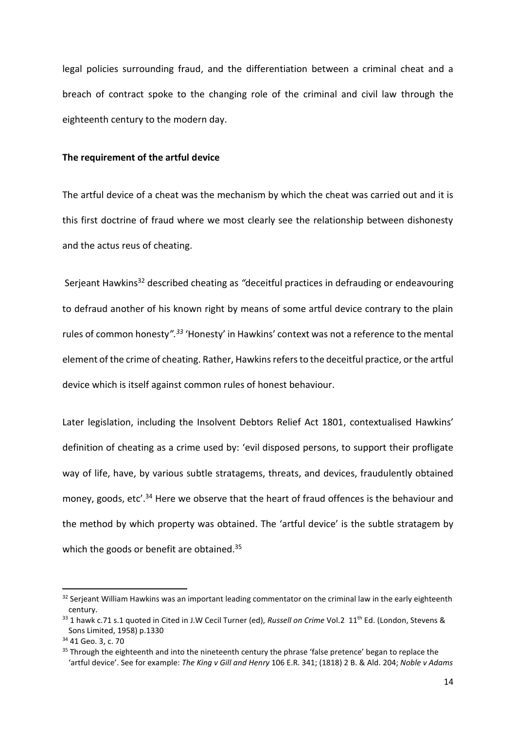legal policies surrounding fraud, and the differentiation between a criminal cheat and a breach of contract spoke to the changing role of the criminal and civil law through the eighteenth century to the modern day.

**The requirement of the artful device**

The artful device of a cheat was the mechanism by which the cheat was carried out and it is this first doctrine of fraud where we most clearly see the relationship between dishonesty and the actus reus of cheating.

Serjeant Hawkins[32] described cheating as *"*deceitful practices in defrauding or endeavouring to defraud another of his known right by means of some artful device contrary to the plain rules of common honesty*".[33]* 'Honesty' in Hawkins' context was not a reference to the mental element of the crime of cheating. Rather, Hawkins refers to the deceitful practice, or the artful device which is itself against common rules of honest behaviour.

Later legislation, including the Insolvent Debtors Relief Act 1801, contextualised Hawkins' definition of cheating as a crime used by: 'evil disposed persons, to support their profligate way of life, have, by various subtle stratagems, threats, and devices, fraudulently obtained money, goods, etc'.[34] Here we observe that the heart of fraud offences is the behaviour and the method by which property was obtained. The 'artful device' is the subtle stratagem by which the goods or benefit are obtained.[35]

---

[32] Serjeant William Hawkins was an important leading commentator on the criminal law in the early eighteenth century.

[33] 1 hawk c.71 s.1 quoted in Cited in J.W Cecil Turner (ed), *Russell on Crime* Vol.2 11th Ed. (London, Stevens & Sons Limited, 1958) p.1330

[34] 41 Geo. 3, c. 70

[35] Through the eighteenth and into the nineteenth century the phrase 'false pretence' began to replace the 'artful device'. See for example: *The King v Gill and Henry* 106 E.R. 341; (1818) 2 B. & Ald. 204; *Noble v Adams*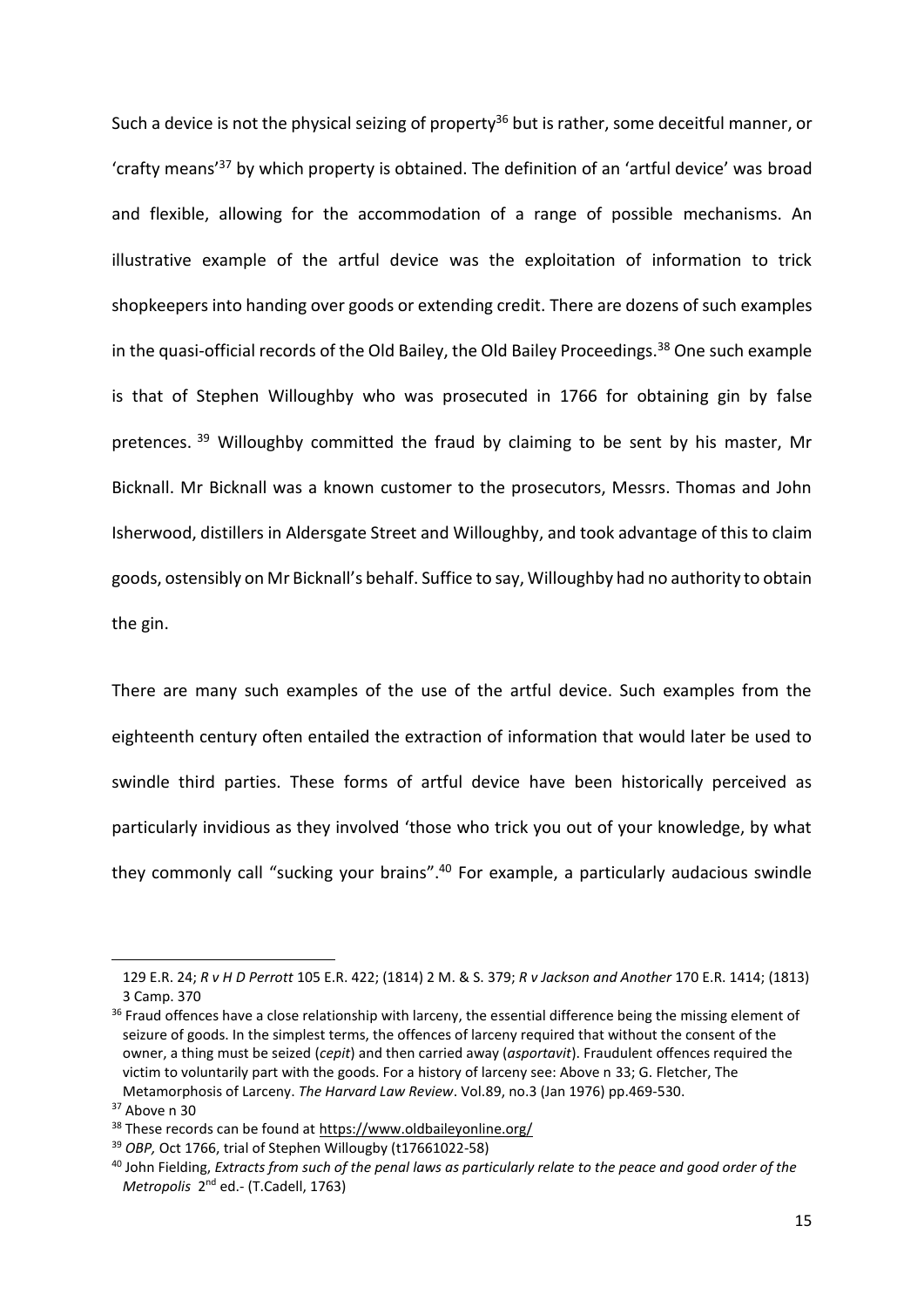Such a device is not the physical seizing of property[36] but is rather, some deceitful manner, or 'crafty means'[37] by which property is obtained. The definition of an 'artful device' was broad and flexible, allowing for the accommodation of a range of possible mechanisms. An illustrative example of the artful device was the exploitation of information to trick shopkeepers into handing over goods or extending credit. There are dozens of such examples in the quasi-official records of the Old Bailey, the Old Bailey Proceedings.[38] One such example is that of Stephen Willoughby who was prosecuted in 1766 for obtaining gin by false pretences.[39] Willoughby committed the fraud by claiming to be sent by his master, Mr Bicknall. Mr Bicknall was a known customer to the prosecutors, Messrs. Thomas and John Isherwood, distillers in Aldersgate Street and Willoughby, and took advantage of this to claim goods, ostensibly on Mr Bicknall's behalf. Suffice to say, Willoughby had no authority to obtain the gin.

There are many such examples of the use of the artful device. Such examples from the eighteenth century often entailed the extraction of information that would later be used to swindle third parties. These forms of artful device have been historically perceived as particularly invidious as they involved 'those who trick you out of your knowledge, by what they commonly call "sucking your brains".[40] For example, a particularly audacious swindle

---

129 E.R. 24; *R v H D Perrott* 105 E.R. 422; (1814) 2 M. & S. 379; *R v Jackson and Another* 170 E.R. 1414; (1813) 3 Camp. 370

[36] Fraud offences have a close relationship with larceny, the essential difference being the missing element of seizure of goods. In the simplest terms, the offences of larceny required that without the consent of the owner, a thing must be seized (*cepit*) and then carried away (*asportavit*). Fraudulent offences required the victim to voluntarily part with the goods. For a history of larceny see: Above n 33; G. Fletcher, The Metamorphosis of Larceny. *The Harvard Law Review*. Vol.89, no.3 (Jan 1976) pp.469-530.

[37] Above n 30

[38] These records can be found at https://www.oldbaileyonline.org/

[39] *OBP,* Oct 1766, trial of Stephen Willougby (t17661022-58)

[40] John Fielding, *Extracts from such of the penal laws as particularly relate to the peace and good order of the Metropolis* 2nd ed.- (T.Cadell, 1763)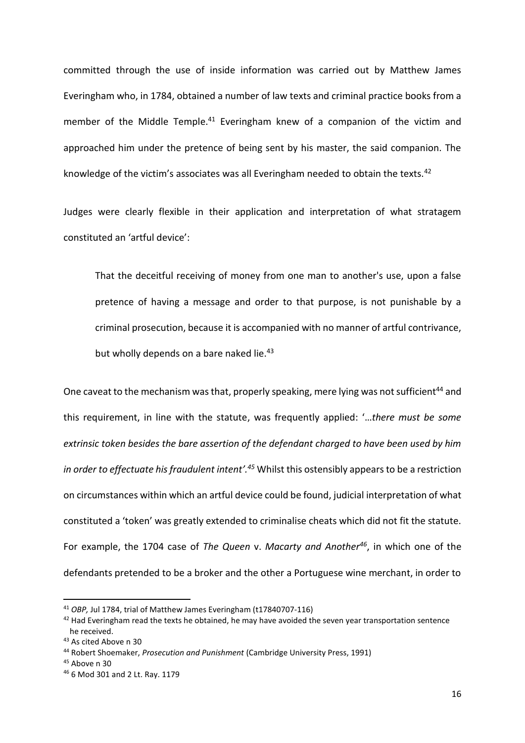committed through the use of inside information was carried out by Matthew James Everingham who, in 1784, obtained a number of law texts and criminal practice books from a member of the Middle Temple.[41] Everingham knew of a companion of the victim and approached him under the pretence of being sent by his master, the said companion. The knowledge of the victim's associates was all Everingham needed to obtain the texts.[42]

Judges were clearly flexible in their application and interpretation of what stratagem constituted an 'artful device':

> That the deceitful receiving of money from one man to another's use, upon a false pretence of having a message and order to that purpose, is not punishable by a criminal prosecution, because it is accompanied with no manner of artful contrivance, but wholly depends on a bare naked lie.[43]

One caveat to the mechanism was that, properly speaking, mere lying was not sufficient[44] and this requirement, in line with the statute, was frequently applied: '*…there must be some extrinsic token besides the bare assertion of the defendant charged to have been used by him in order to effectuate his fraudulent intent'.[45]* Whilst this ostensibly appears to be a restriction on circumstances within which an artful device could be found, judicial interpretation of what constituted a 'token' was greatly extended to criminalise cheats which did not fit the statute. For example, the 1704 case of *The Queen* v. *Macarty and Another[46]*, in which one of the defendants pretended to be a broker and the other a Portuguese wine merchant, in order to

---

[41] *OBP,* Jul 1784, trial of Matthew James Everingham (t17840707-116)

[42] Had Everingham read the texts he obtained, he may have avoided the seven year transportation sentence he received.

[43] As cited Above n 30

[44] Robert Shoemaker, *Prosecution and Punishment* (Cambridge University Press, 1991)

[45] Above n 30

[46] 6 Mod 301 and 2 Lt. Ray. 1179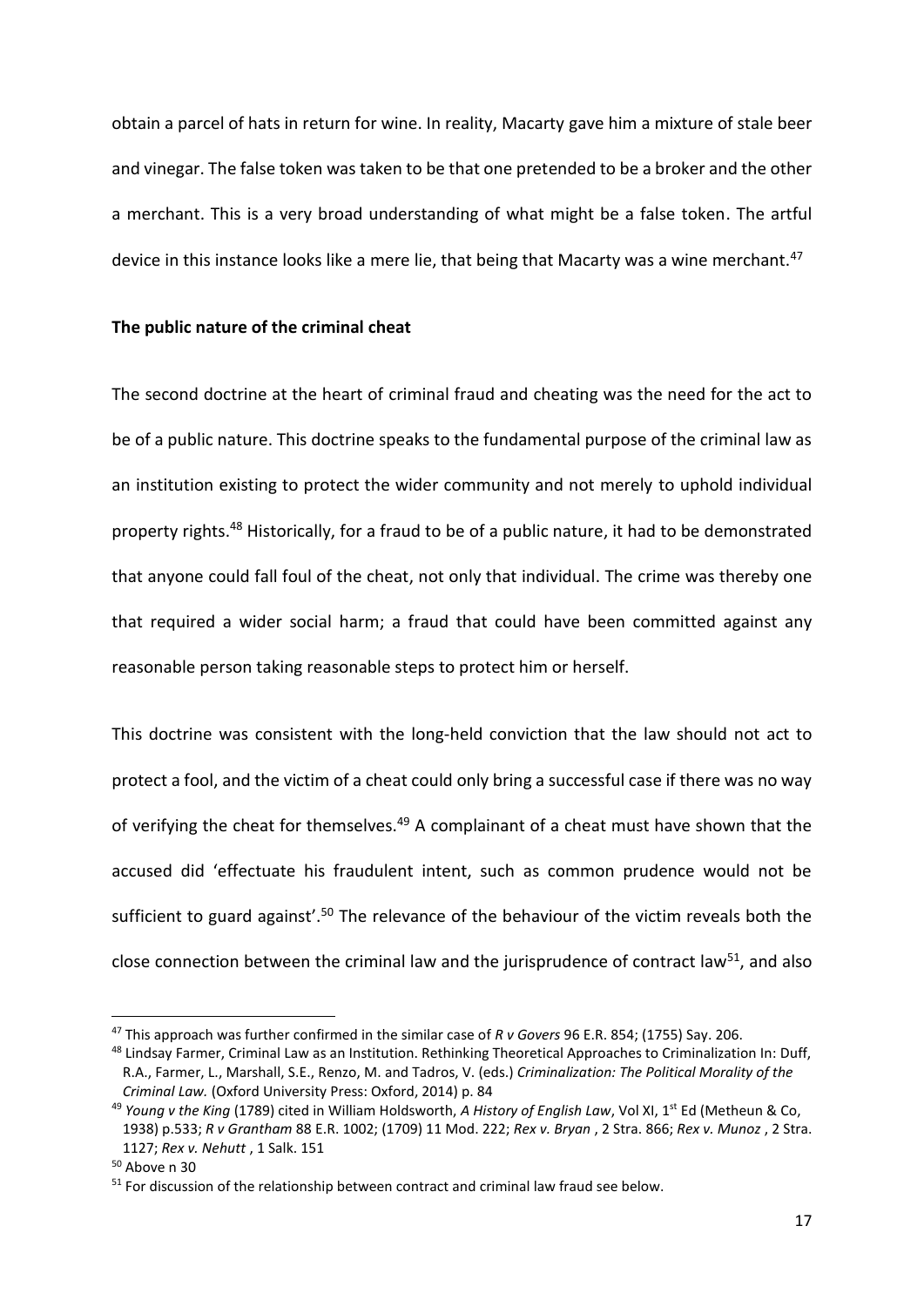obtain a parcel of hats in return for wine. In reality, Macarty gave him a mixture of stale beer and vinegar. The false token was taken to be that one pretended to be a broker and the other a merchant. This is a very broad understanding of what might be a false token. The artful device in this instance looks like a mere lie, that being that Macarty was a wine merchant.[47]

**The public nature of the criminal cheat**

The second doctrine at the heart of criminal fraud and cheating was the need for the act to be of a public nature. This doctrine speaks to the fundamental purpose of the criminal law as an institution existing to protect the wider community and not merely to uphold individual property rights.[48] Historically, for a fraud to be of a public nature, it had to be demonstrated that anyone could fall foul of the cheat, not only that individual. The crime was thereby one that required a wider social harm; a fraud that could have been committed against any reasonable person taking reasonable steps to protect him or herself.

This doctrine was consistent with the long-held conviction that the law should not act to protect a fool, and the victim of a cheat could only bring a successful case if there was no way of verifying the cheat for themselves.[49] A complainant of a cheat must have shown that the accused did 'effectuate his fraudulent intent, such as common prudence would not be sufficient to guard against'.[50] The relevance of the behaviour of the victim reveals both the close connection between the criminal law and the jurisprudence of contract law[51], and also

---

[47] This approach was further confirmed in the similar case of *R v Govers* 96 E.R. 854; (1755) Say. 206.

[48] Lindsay Farmer, Criminal Law as an Institution. Rethinking Theoretical Approaches to Criminalization In: Duff, R.A., Farmer, L., Marshall, S.E., Renzo, M. and Tadros, V. (eds.) *Criminalization: The Political Morality of the Criminal Law.* (Oxford University Press: Oxford, 2014) p. 84

[49] *Young v the King* (1789) cited in William Holdsworth, *A History of English Law*, Vol XI, 1st Ed (Metheun & Co, 1938) p.533; *R v Grantham* 88 E.R. 1002; (1709) 11 Mod. 222; *Rex v. Bryan* , 2 Stra. 866; *Rex v. Munoz* , 2 Stra. 1127; *Rex v. Nehutt* , 1 Salk. 151

[50] Above n 30

[51] For discussion of the relationship between contract and criminal law fraud see below.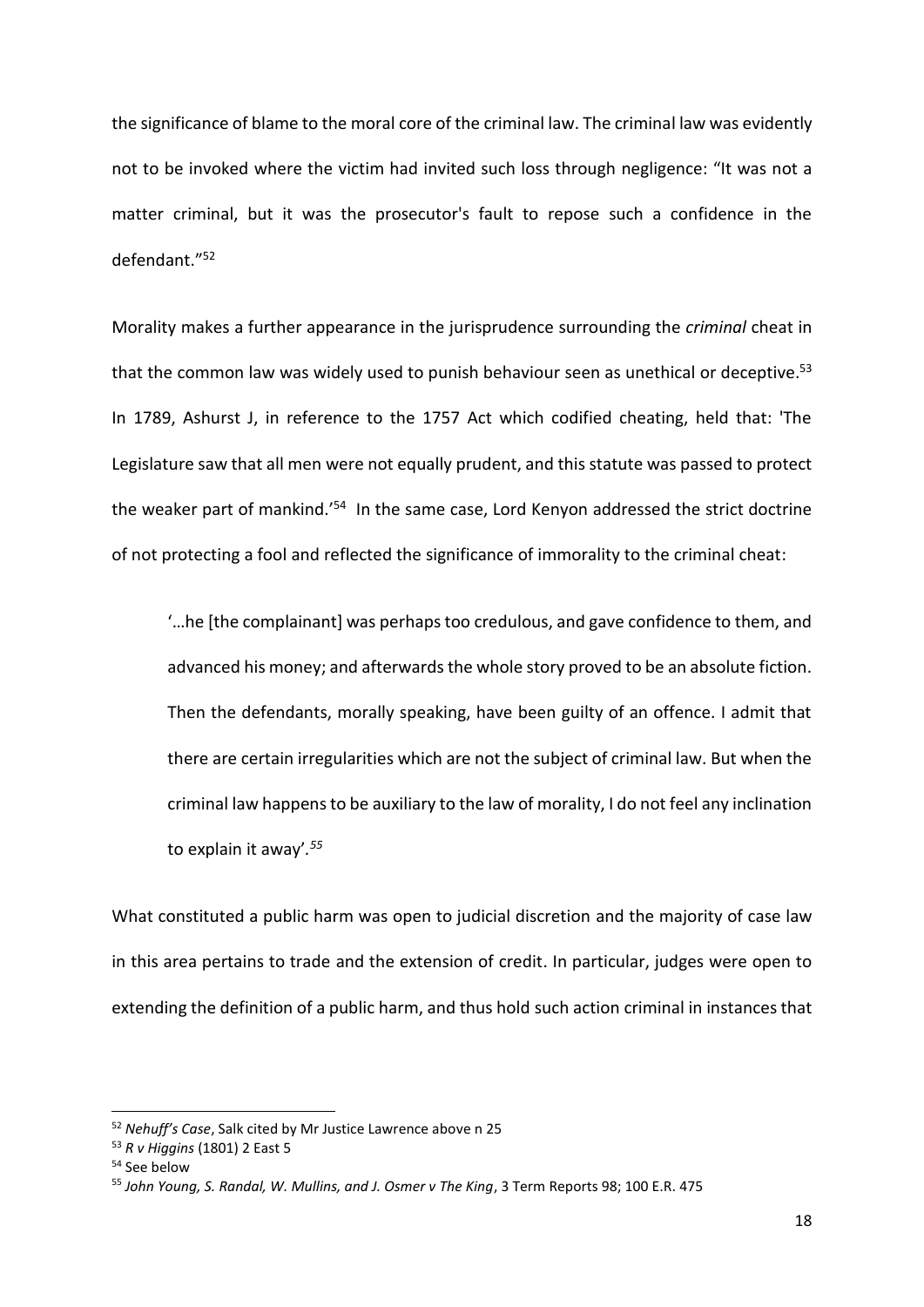the significance of blame to the moral core of the criminal law. The criminal law was evidently not to be invoked where the victim had invited such loss through negligence: "It was not a matter criminal, but it was the prosecutor's fault to repose such a confidence in the defendant."[52]

Morality makes a further appearance in the jurisprudence surrounding the *criminal* cheat in that the common law was widely used to punish behaviour seen as unethical or deceptive.[53] In 1789, Ashurst J, in reference to the 1757 Act which codified cheating, held that: 'The Legislature saw that all men were not equally prudent, and this statute was passed to protect the weaker part of mankind.'[54] In the same case, Lord Kenyon addressed the strict doctrine of not protecting a fool and reflected the significance of immorality to the criminal cheat:

> '…he [the complainant] was perhaps too credulous, and gave confidence to them, and advanced his money; and afterwards the whole story proved to be an absolute fiction. Then the defendants, morally speaking, have been guilty of an offence. I admit that there are certain irregularities which are not the subject of criminal law. But when the criminal law happens to be auxiliary to the law of morality, I do not feel any inclination to explain it away'.[55]

What constituted a public harm was open to judicial discretion and the majority of case law in this area pertains to trade and the extension of credit. In particular, judges were open to extending the definition of a public harm, and thus hold such action criminal in instances that

---

[52] *Nehuff's Case*, Salk cited by Mr Justice Lawrence above n 25

[53] *R v Higgins* (1801) 2 East 5

[54] See below

[55] *John Young, S. Randal, W. Mullins, and J. Osmer v The King*, 3 Term Reports 98; 100 E.R. 475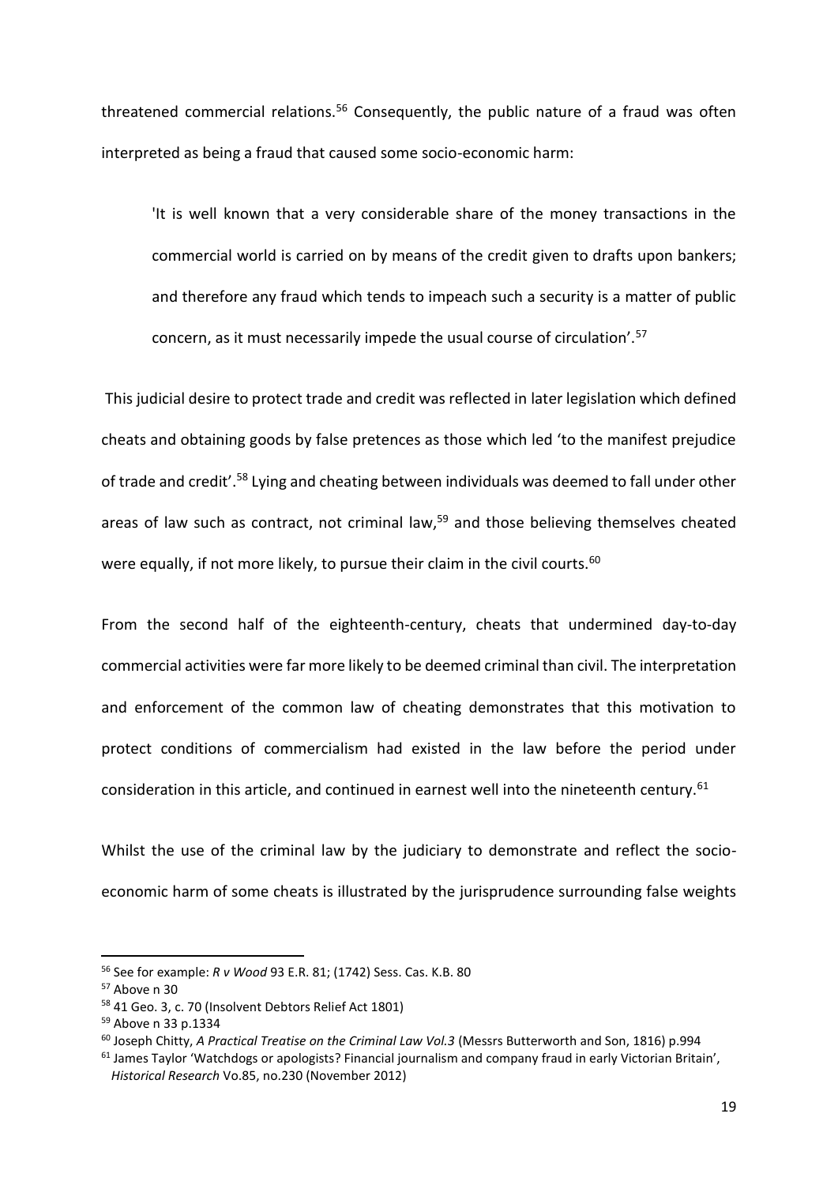threatened commercial relations.[56] Consequently, the public nature of a fraud was often interpreted as being a fraud that caused some socio-economic harm:

> 'It is well known that a very considerable share of the money transactions in the commercial world is carried on by means of the credit given to drafts upon bankers; and therefore any fraud which tends to impeach such a security is a matter of public concern, as it must necessarily impede the usual course of circulation'.[57]

This judicial desire to protect trade and credit was reflected in later legislation which defined cheats and obtaining goods by false pretences as those which led 'to the manifest prejudice of trade and credit'.[58] Lying and cheating between individuals was deemed to fall under other areas of law such as contract, not criminal law,[59] and those believing themselves cheated were equally, if not more likely, to pursue their claim in the civil courts.[60]

From the second half of the eighteenth-century, cheats that undermined day-to-day commercial activities were far more likely to be deemed criminal than civil. The interpretation and enforcement of the common law of cheating demonstrates that this motivation to protect conditions of commercialism had existed in the law before the period under consideration in this article, and continued in earnest well into the nineteenth century.[61]

Whilst the use of the criminal law by the judiciary to demonstrate and reflect the socio-economic harm of some cheats is illustrated by the jurisprudence surrounding false weights

---

[56] See for example: *R v Wood* 93 E.R. 81; (1742) Sess. Cas. K.B. 80

[57] Above n 30

[58] 41 Geo. 3, c. 70 (Insolvent Debtors Relief Act 1801)

[59] Above n 33 p.1334

[60] Joseph Chitty, *A Practical Treatise on the Criminal Law Vol.3* (Messrs Butterworth and Son, 1816) p.994

[61] James Taylor 'Watchdogs or apologists? Financial journalism and company fraud in early Victorian Britain', *Historical Research* Vo.85, no.230 (November 2012)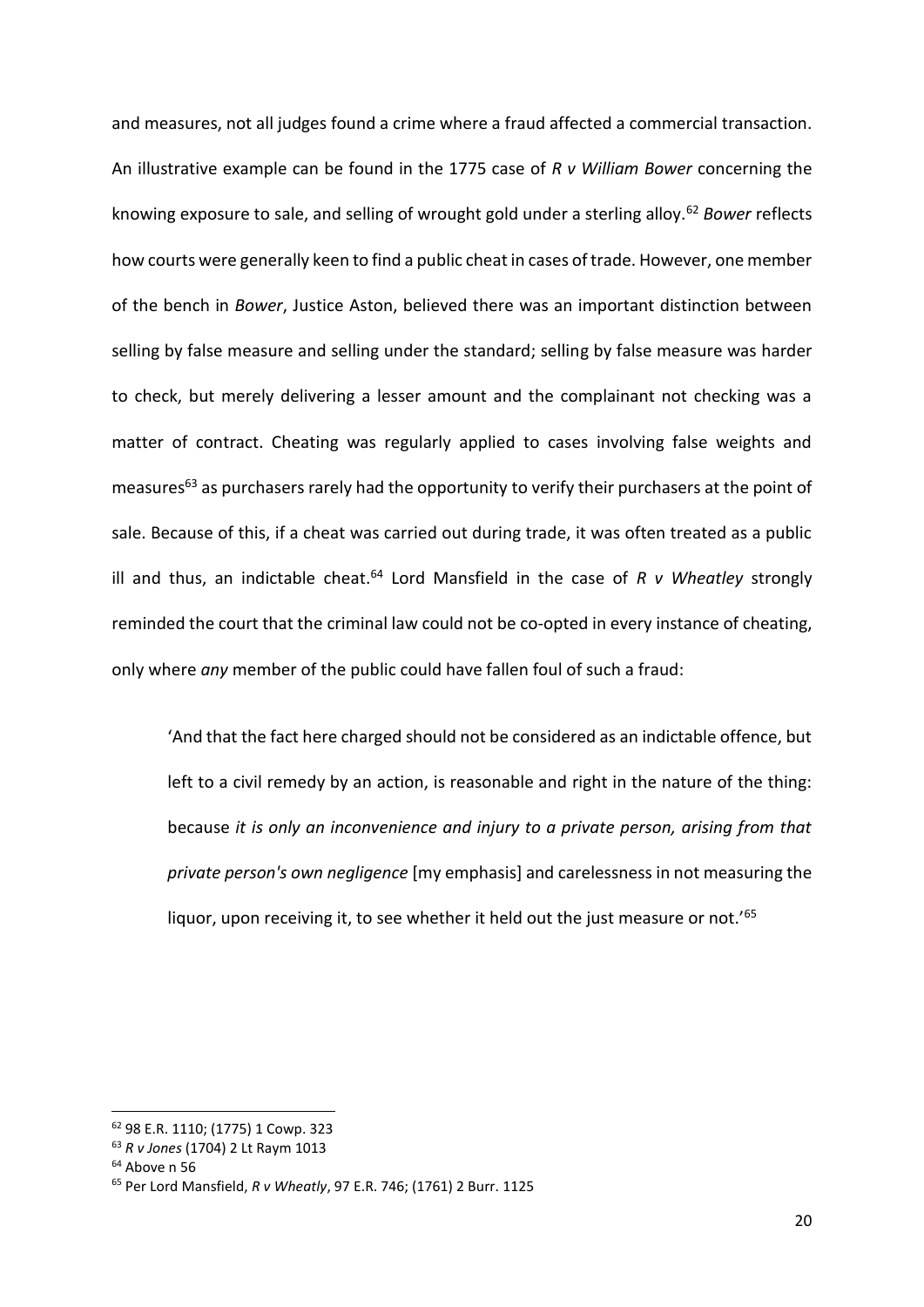and measures, not all judges found a crime where a fraud affected a commercial transaction. An illustrative example can be found in the 1775 case of *R v William Bower* concerning the knowing exposure to sale, and selling of wrought gold under a sterling alloy.[62] *Bower* reflects how courts were generally keen to find a public cheat in cases of trade. However, one member of the bench in *Bower*, Justice Aston, believed there was an important distinction between selling by false measure and selling under the standard; selling by false measure was harder to check, but merely delivering a lesser amount and the complainant not checking was a matter of contract. Cheating was regularly applied to cases involving false weights and measures[63] as purchasers rarely had the opportunity to verify their purchasers at the point of sale. Because of this, if a cheat was carried out during trade, it was often treated as a public ill and thus, an indictable cheat.[64] Lord Mansfield in the case of *R v Wheatley* strongly reminded the court that the criminal law could not be co-opted in every instance of cheating, only where *any* member of the public could have fallen foul of such a fraud:

> 'And that the fact here charged should not be considered as an indictable offence, but left to a civil remedy by an action, is reasonable and right in the nature of the thing: because *it is only an inconvenience and injury to a private person, arising from that private person's own negligence* [my emphasis] and carelessness in not measuring the liquor, upon receiving it, to see whether it held out the just measure or not.'[65]

---

[62] 98 E.R. 1110; (1775) 1 Cowp. 323

[63] *R v Jones* (1704) 2 Lt Raym 1013

[64] Above n 56

[65] Per Lord Mansfield, *R v Wheatly*, 97 E.R. 746; (1761) 2 Burr. 1125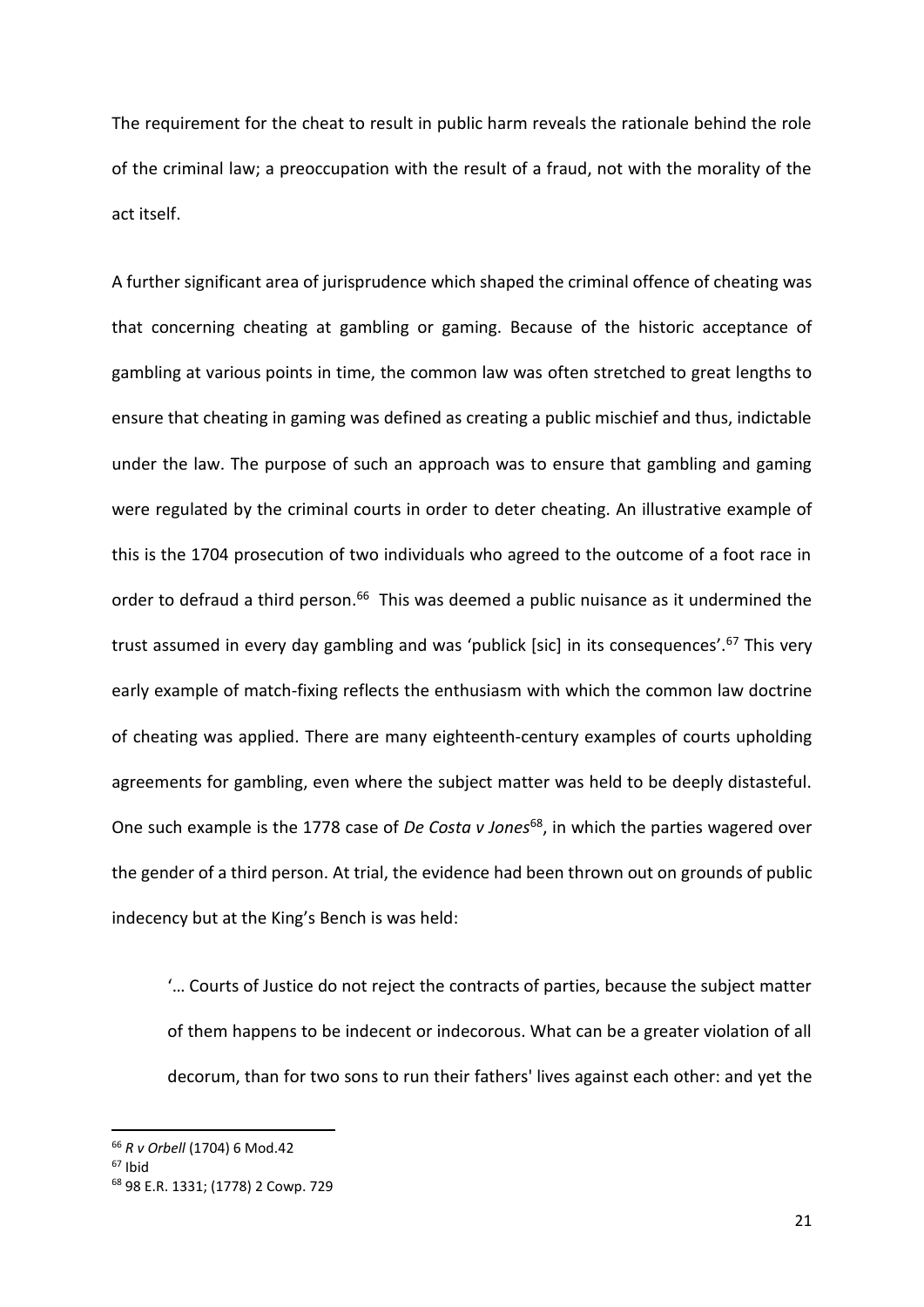The requirement for the cheat to result in public harm reveals the rationale behind the role of the criminal law; a preoccupation with the result of a fraud, not with the morality of the act itself.

A further significant area of jurisprudence which shaped the criminal offence of cheating was that concerning cheating at gambling or gaming. Because of the historic acceptance of gambling at various points in time, the common law was often stretched to great lengths to ensure that cheating in gaming was defined as creating a public mischief and thus, indictable under the law. The purpose of such an approach was to ensure that gambling and gaming were regulated by the criminal courts in order to deter cheating. An illustrative example of this is the 1704 prosecution of two individuals who agreed to the outcome of a foot race in order to defraud a third person.[66] This was deemed a public nuisance as it undermined the trust assumed in every day gambling and was 'publick [sic] in its consequences'.[67] This very early example of match-fixing reflects the enthusiasm with which the common law doctrine of cheating was applied. There are many eighteenth-century examples of courts upholding agreements for gambling, even where the subject matter was held to be deeply distasteful. One such example is the 1778 case of *De Costa v Jones*[68], in which the parties wagered over the gender of a third person. At trial, the evidence had been thrown out on grounds of public indecency but at the King's Bench is was held:

> '… Courts of Justice do not reject the contracts of parties, because the subject matter of them happens to be indecent or indecorous. What can be a greater violation of all decorum, than for two sons to run their fathers' lives against each other: and yet the

---

[66] *R v Orbell* (1704) 6 Mod.42

[67] Ibid

[68] 98 E.R. 1331; (1778) 2 Cowp. 729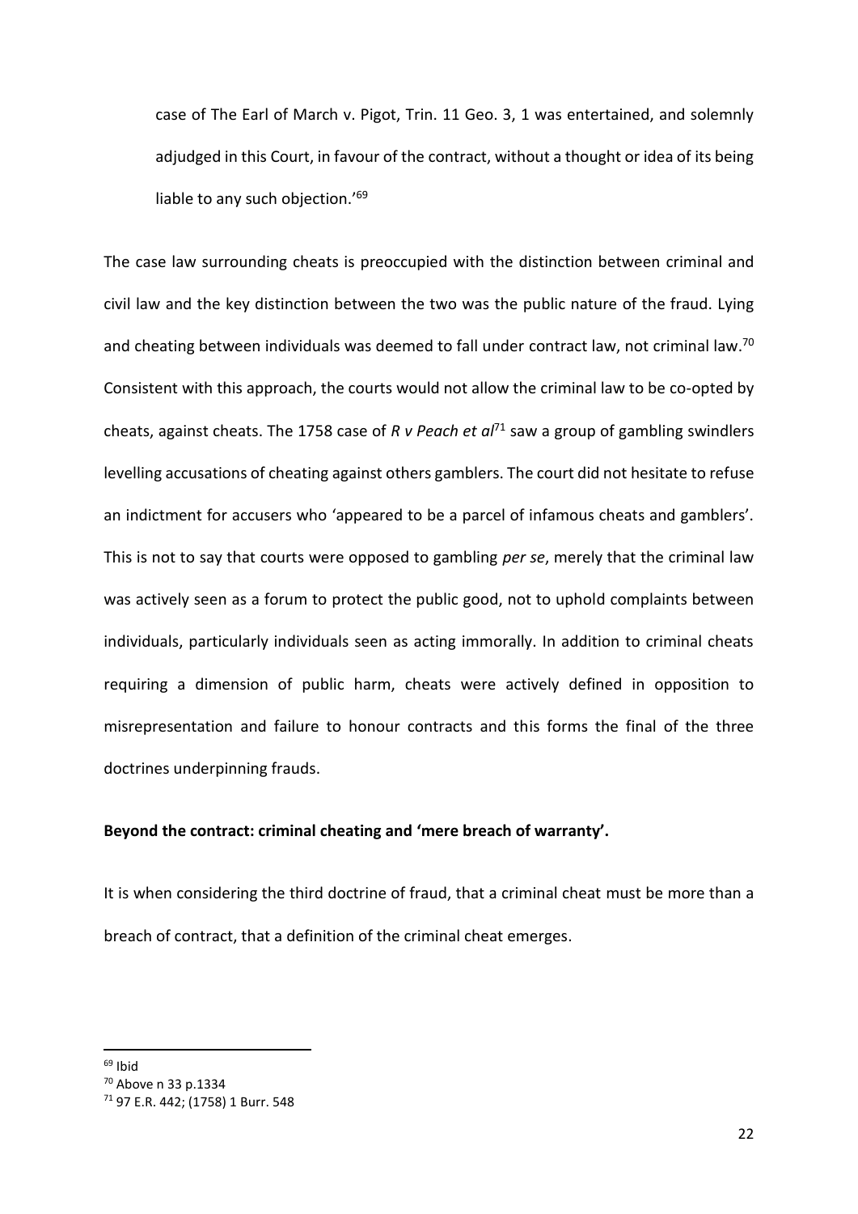> case of The Earl of March v. Pigot, Trin. 11 Geo. 3, 1 was entertained, and solemnly adjudged in this Court, in favour of the contract, without a thought or idea of its being liable to any such objection.'[69]

The case law surrounding cheats is preoccupied with the distinction between criminal and civil law and the key distinction between the two was the public nature of the fraud. Lying and cheating between individuals was deemed to fall under contract law, not criminal law.[70] Consistent with this approach, the courts would not allow the criminal law to be co-opted by cheats, against cheats. The 1758 case of *R v Peach et al*[71] saw a group of gambling swindlers levelling accusations of cheating against others gamblers. The court did not hesitate to refuse an indictment for accusers who 'appeared to be a parcel of infamous cheats and gamblers'. This is not to say that courts were opposed to gambling *per se*, merely that the criminal law was actively seen as a forum to protect the public good, not to uphold complaints between individuals, particularly individuals seen as acting immorally. In addition to criminal cheats requiring a dimension of public harm, cheats were actively defined in opposition to misrepresentation and failure to honour contracts and this forms the final of the three doctrines underpinning frauds.

**Beyond the contract: criminal cheating and 'mere breach of warranty'.**

It is when considering the third doctrine of fraud, that a criminal cheat must be more than a breach of contract, that a definition of the criminal cheat emerges.

---

[69] Ibid

[70] Above n 33 p.1334

[71] 97 E.R. 442; (1758) 1 Burr. 548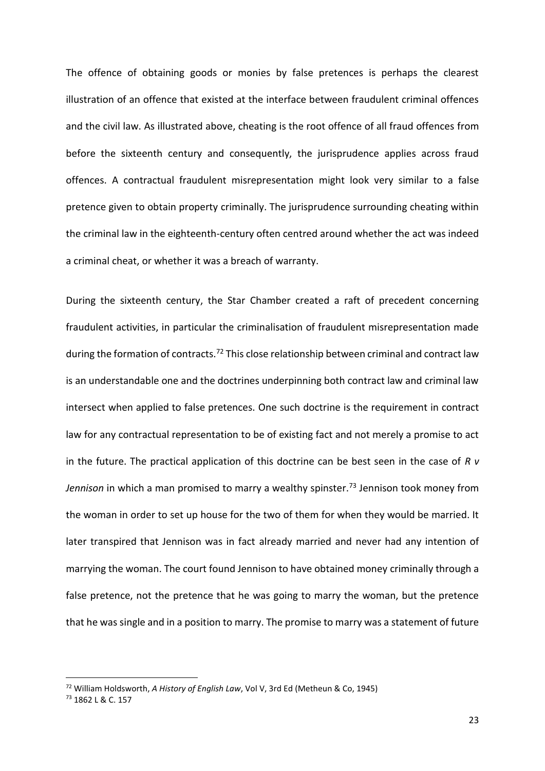The offence of obtaining goods or monies by false pretences is perhaps the clearest illustration of an offence that existed at the interface between fraudulent criminal offences and the civil law. As illustrated above, cheating is the root offence of all fraud offences from before the sixteenth century and consequently, the jurisprudence applies across fraud offences. A contractual fraudulent misrepresentation might look very similar to a false pretence given to obtain property criminally. The jurisprudence surrounding cheating within the criminal law in the eighteenth-century often centred around whether the act was indeed a criminal cheat, or whether it was a breach of warranty.

During the sixteenth century, the Star Chamber created a raft of precedent concerning fraudulent activities, in particular the criminalisation of fraudulent misrepresentation made during the formation of contracts.[72] This close relationship between criminal and contract law is an understandable one and the doctrines underpinning both contract law and criminal law intersect when applied to false pretences. One such doctrine is the requirement in contract law for any contractual representation to be of existing fact and not merely a promise to act in the future. The practical application of this doctrine can be best seen in the case of *R v Jennison* in which a man promised to marry a wealthy spinster.[73] Jennison took money from the woman in order to set up house for the two of them for when they would be married. It later transpired that Jennison was in fact already married and never had any intention of marrying the woman. The court found Jennison to have obtained money criminally through a false pretence, not the pretence that he was going to marry the woman, but the pretence that he was single and in a position to marry. The promise to marry was a statement of future

---

[72] William Holdsworth, *A History of English Law*, Vol V, 3rd Ed (Metheun & Co, 1945)

[73] 1862 L & C. 157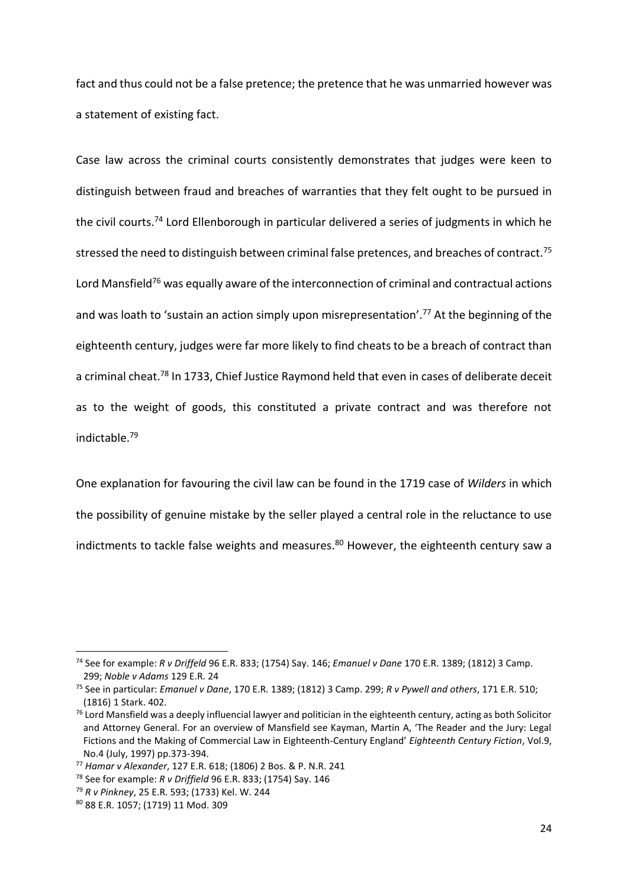fact and thus could not be a false pretence; the pretence that he was unmarried however was a statement of existing fact.

Case law across the criminal courts consistently demonstrates that judges were keen to distinguish between fraud and breaches of warranties that they felt ought to be pursued in the civil courts.[74] Lord Ellenborough in particular delivered a series of judgments in which he stressed the need to distinguish between criminal false pretences, and breaches of contract.[75] Lord Mansfield[76] was equally aware of the interconnection of criminal and contractual actions and was loath to 'sustain an action simply upon misrepresentation'.[77] At the beginning of the eighteenth century, judges were far more likely to find cheats to be a breach of contract than a criminal cheat.[78] In 1733, Chief Justice Raymond held that even in cases of deliberate deceit as to the weight of goods, this constituted a private contract and was therefore not indictable.[79]

One explanation for favouring the civil law can be found in the 1719 case of *Wilders* in which the possibility of genuine mistake by the seller played a central role in the reluctance to use indictments to tackle false weights and measures.[80] However, the eighteenth century saw a

---

[74] See for example: *R v Driffeld* 96 E.R. 833; (1754) Say. 146; *Emanuel v Dane* 170 E.R. 1389; (1812) 3 Camp. 299; *Noble v Adams* 129 E.R. 24

[75] See in particular: *Emanuel v Dane*, 170 E.R. 1389; (1812) 3 Camp. 299; *R v Pywell and others*, 171 E.R. 510; (1816) 1 Stark. 402.

[76] Lord Mansfield was a deeply influencial lawyer and politician in the eighteenth century, acting as both Solicitor and Attorney General. For an overview of Mansfield see Kayman, Martin A, 'The Reader and the Jury: Legal Fictions and the Making of Commercial Law in Eighteenth-Century England' *Eighteenth Century Fiction*, Vol.9, No.4 (July, 1997) pp.373-394.

[77] *Hamar v Alexander*, 127 E.R. 618; (1806) 2 Bos. & P. N.R. 241

[78] See for example: *R v Driffeld* 96 E.R. 833; (1754) Say. 146

[79] *R v Pinkney*, 25 E.R. 593; (1733) Kel. W. 244

[80] 88 E.R. 1057; (1719) 11 Mod. 309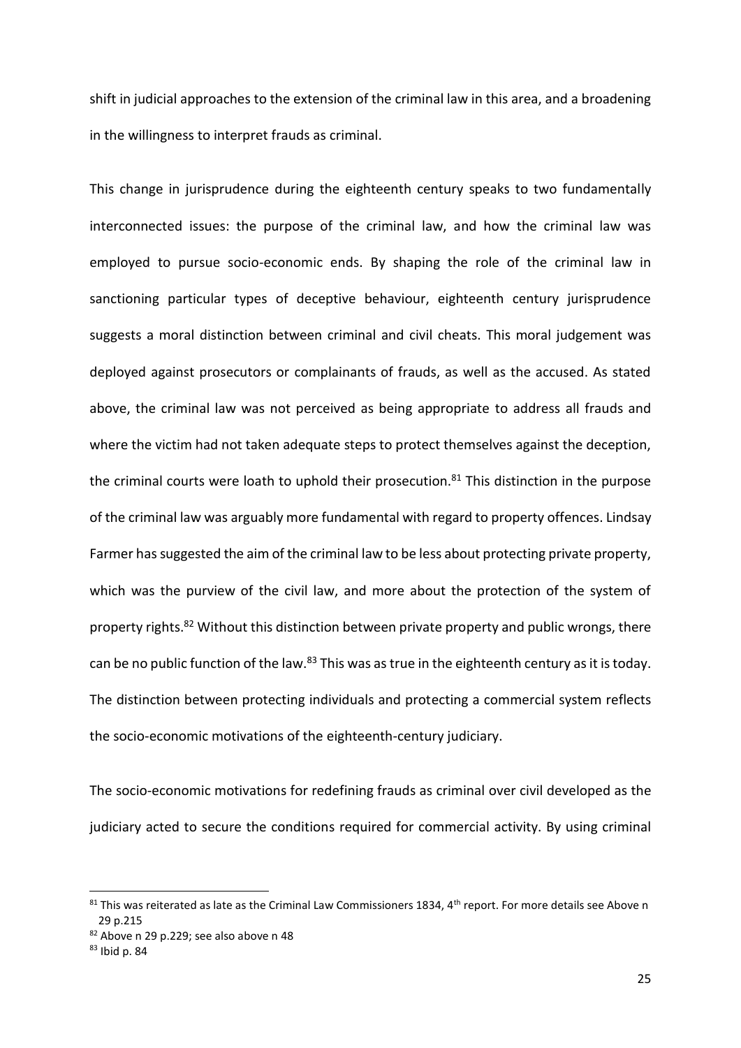shift in judicial approaches to the extension of the criminal law in this area, and a broadening in the willingness to interpret frauds as criminal.

This change in jurisprudence during the eighteenth century speaks to two fundamentally interconnected issues: the purpose of the criminal law, and how the criminal law was employed to pursue socio-economic ends. By shaping the role of the criminal law in sanctioning particular types of deceptive behaviour, eighteenth century jurisprudence suggests a moral distinction between criminal and civil cheats. This moral judgement was deployed against prosecutors or complainants of frauds, as well as the accused. As stated above, the criminal law was not perceived as being appropriate to address all frauds and where the victim had not taken adequate steps to protect themselves against the deception, the criminal courts were loath to uphold their prosecution.[81] This distinction in the purpose of the criminal law was arguably more fundamental with regard to property offences. Lindsay Farmer has suggested the aim of the criminal law to be less about protecting private property, which was the purview of the civil law, and more about the protection of the system of property rights.[82] Without this distinction between private property and public wrongs, there can be no public function of the law.[83] This was as true in the eighteenth century as it is today. The distinction between protecting individuals and protecting a commercial system reflects the socio-economic motivations of the eighteenth-century judiciary.

The socio-economic motivations for redefining frauds as criminal over civil developed as the judiciary acted to secure the conditions required for commercial activity. By using criminal

---

[81] This was reiterated as late as the Criminal Law Commissioners 1834, 4th report. For more details see Above n 29 p.215

[82] Above n 29 p.229; see also above n 48

[83] Ibid p. 84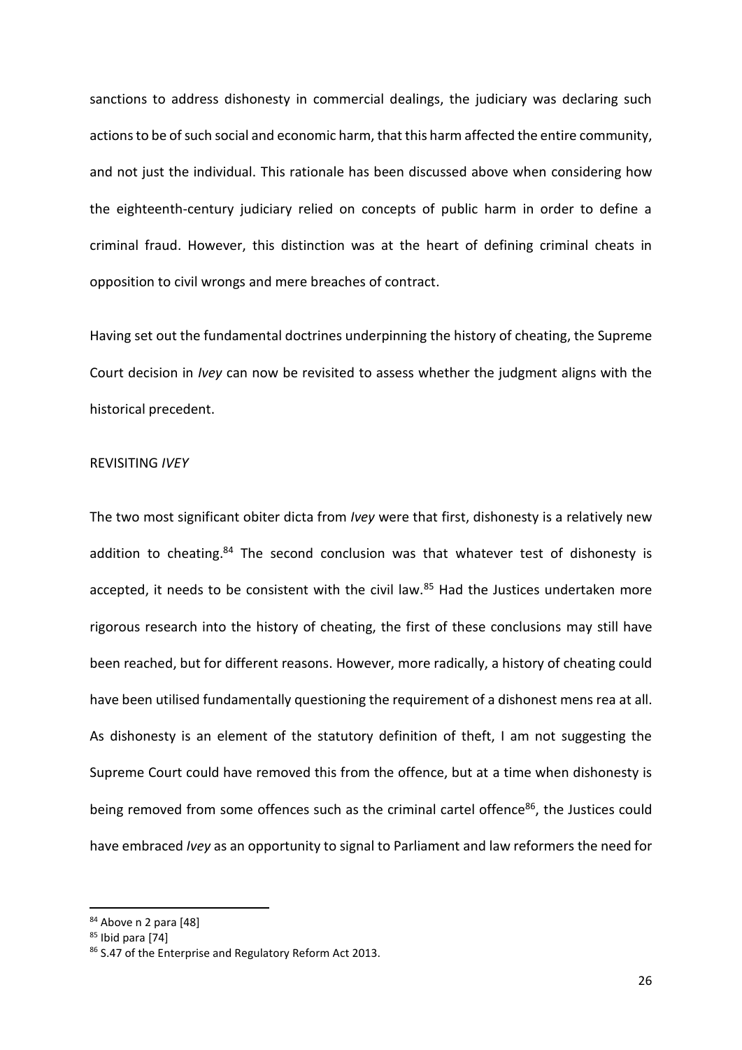sanctions to address dishonesty in commercial dealings, the judiciary was declaring such actions to be of such social and economic harm, that this harm affected the entire community, and not just the individual. This rationale has been discussed above when considering how the eighteenth-century judiciary relied on concepts of public harm in order to define a criminal fraud. However, this distinction was at the heart of defining criminal cheats in opposition to civil wrongs and mere breaches of contract.

Having set out the fundamental doctrines underpinning the history of cheating, the Supreme Court decision in *Ivey* can now be revisited to assess whether the judgment aligns with the historical precedent.

## REVISITING *IVEY*

The two most significant obiter dicta from *Ivey* were that first, dishonesty is a relatively new addition to cheating.[84] The second conclusion was that whatever test of dishonesty is accepted, it needs to be consistent with the civil law.[85] Had the Justices undertaken more rigorous research into the history of cheating, the first of these conclusions may still have been reached, but for different reasons. However, more radically, a history of cheating could have been utilised fundamentally questioning the requirement of a dishonest mens rea at all. As dishonesty is an element of the statutory definition of theft, I am not suggesting the Supreme Court could have removed this from the offence, but at a time when dishonesty is being removed from some offences such as the criminal cartel offence[86], the Justices could have embraced *Ivey* as an opportunity to signal to Parliament and law reformers the need for

---

[84] Above n 2 para [48]

[85] Ibid para [74]

[86] S.47 of the Enterprise and Regulatory Reform Act 2013.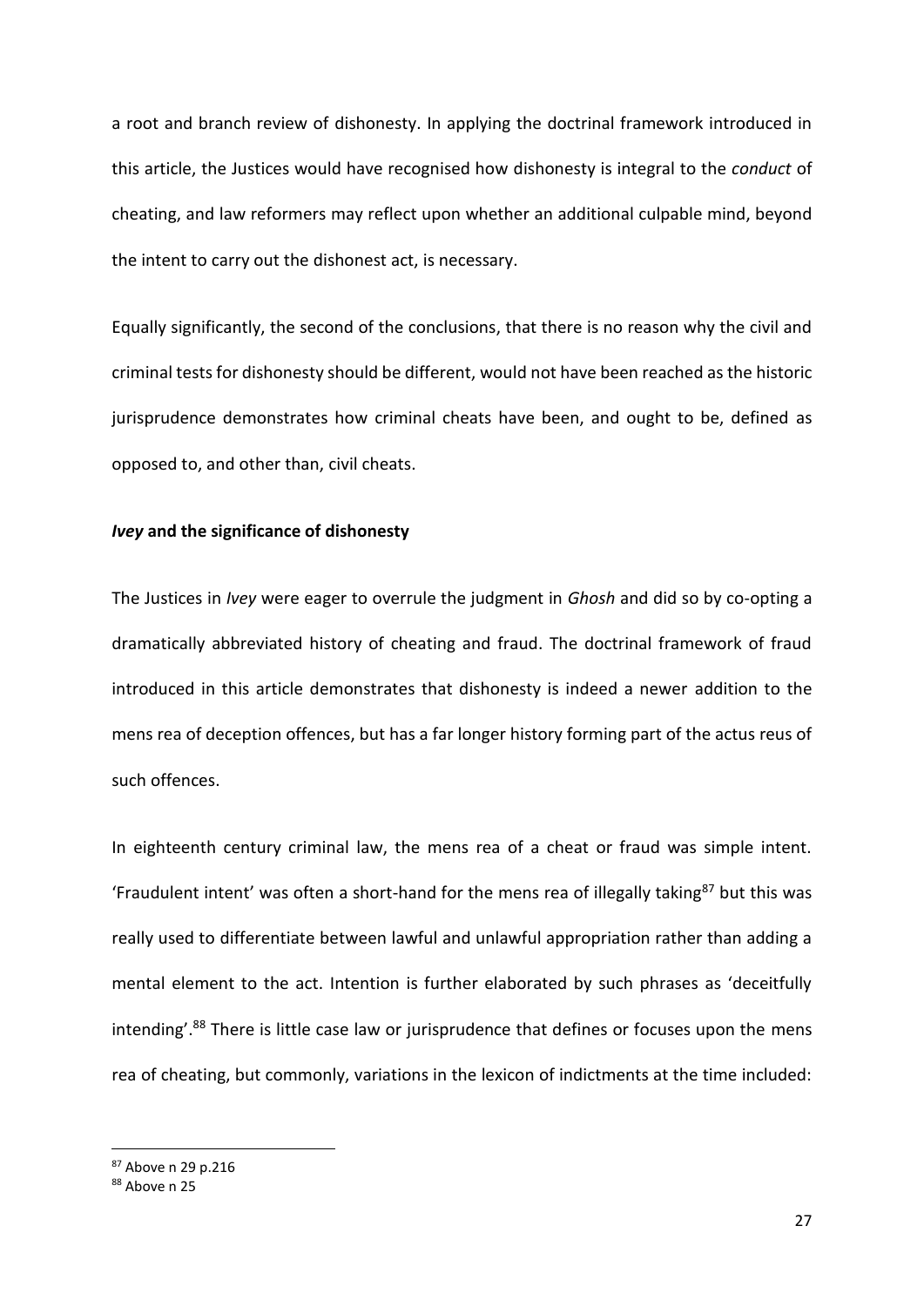a root and branch review of dishonesty. In applying the doctrinal framework introduced in this article, the Justices would have recognised how dishonesty is integral to the *conduct* of cheating, and law reformers may reflect upon whether an additional culpable mind, beyond the intent to carry out the dishonest act, is necessary.

Equally significantly, the second of the conclusions, that there is no reason why the civil and criminal tests for dishonesty should be different, would not have been reached as the historic jurisprudence demonstrates how criminal cheats have been, and ought to be, defined as opposed to, and other than, civil cheats.

### ***Ivey*** **and the significance of dishonesty**

The Justices in *Ivey* were eager to overrule the judgment in *Ghosh* and did so by co-opting a dramatically abbreviated history of cheating and fraud. The doctrinal framework of fraud introduced in this article demonstrates that dishonesty is indeed a newer addition to the mens rea of deception offences, but has a far longer history forming part of the actus reus of such offences.

In eighteenth century criminal law, the mens rea of a cheat or fraud was simple intent. 'Fraudulent intent' was often a short-hand for the mens rea of illegally taking[87] but this was really used to differentiate between lawful and unlawful appropriation rather than adding a mental element to the act. Intention is further elaborated by such phrases as 'deceitfully intending'.[88] There is little case law or jurisprudence that defines or focuses upon the mens rea of cheating, but commonly, variations in the lexicon of indictments at the time included:

[87] Above n 29 p.216

[88] Above n 25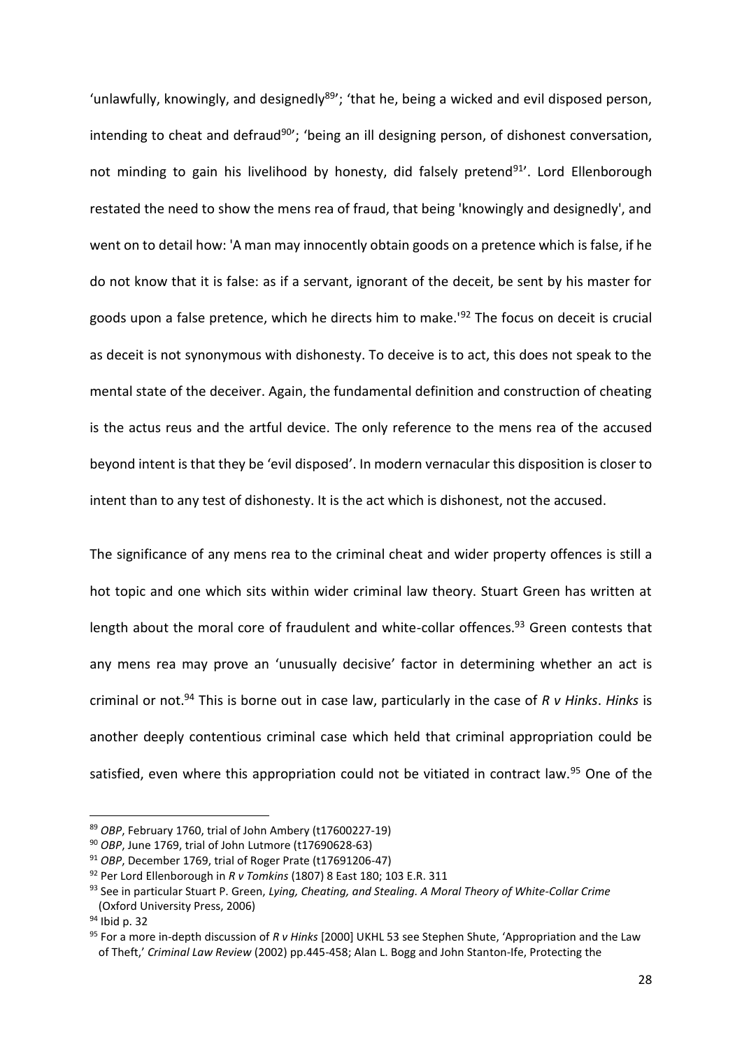'unlawfully, knowingly, and designedly[89]'; 'that he, being a wicked and evil disposed person, intending to cheat and defraud[90]'; 'being an ill designing person, of dishonest conversation, not minding to gain his livelihood by honesty, did falsely pretend[91]'. Lord Ellenborough restated the need to show the mens rea of fraud, that being 'knowingly and designedly', and went on to detail how: 'A man may innocently obtain goods on a pretence which is false, if he do not know that it is false: as if a servant, ignorant of the deceit, be sent by his master for goods upon a false pretence, which he directs him to make.'[92] The focus on deceit is crucial as deceit is not synonymous with dishonesty. To deceive is to act, this does not speak to the mental state of the deceiver. Again, the fundamental definition and construction of cheating is the actus reus and the artful device. The only reference to the mens rea of the accused beyond intent is that they be 'evil disposed'. In modern vernacular this disposition is closer to intent than to any test of dishonesty. It is the act which is dishonest, not the accused.

The significance of any mens rea to the criminal cheat and wider property offences is still a hot topic and one which sits within wider criminal law theory. Stuart Green has written at length about the moral core of fraudulent and white-collar offences.[93] Green contests that any mens rea may prove an 'unusually decisive' factor in determining whether an act is criminal or not.[94] This is borne out in case law, particularly in the case of *R v Hinks*. *Hinks* is another deeply contentious criminal case which held that criminal appropriation could be satisfied, even where this appropriation could not be vitiated in contract law.[95] One of the

---

[89] *OBP*, February 1760, trial of John Ambery (t17600227-19)

[90] *OBP*, June 1769, trial of John Lutmore (t17690628-63)

[91] *OBP*, December 1769, trial of Roger Prate (t17691206-47)

[92] Per Lord Ellenborough in *R v Tomkins* (1807) 8 East 180; 103 E.R. 311

[93] See in particular Stuart P. Green, *Lying, Cheating, and Stealing. A Moral Theory of White-Collar Crime* (Oxford University Press, 2006)

[94] Ibid p. 32

[95] For a more in-depth discussion of *R v Hinks* [2000] UKHL 53 see Stephen Shute, 'Appropriation and the Law of Theft,' *Criminal Law Review* (2002) pp.445-458; Alan L. Bogg and John Stanton-Ife, Protecting the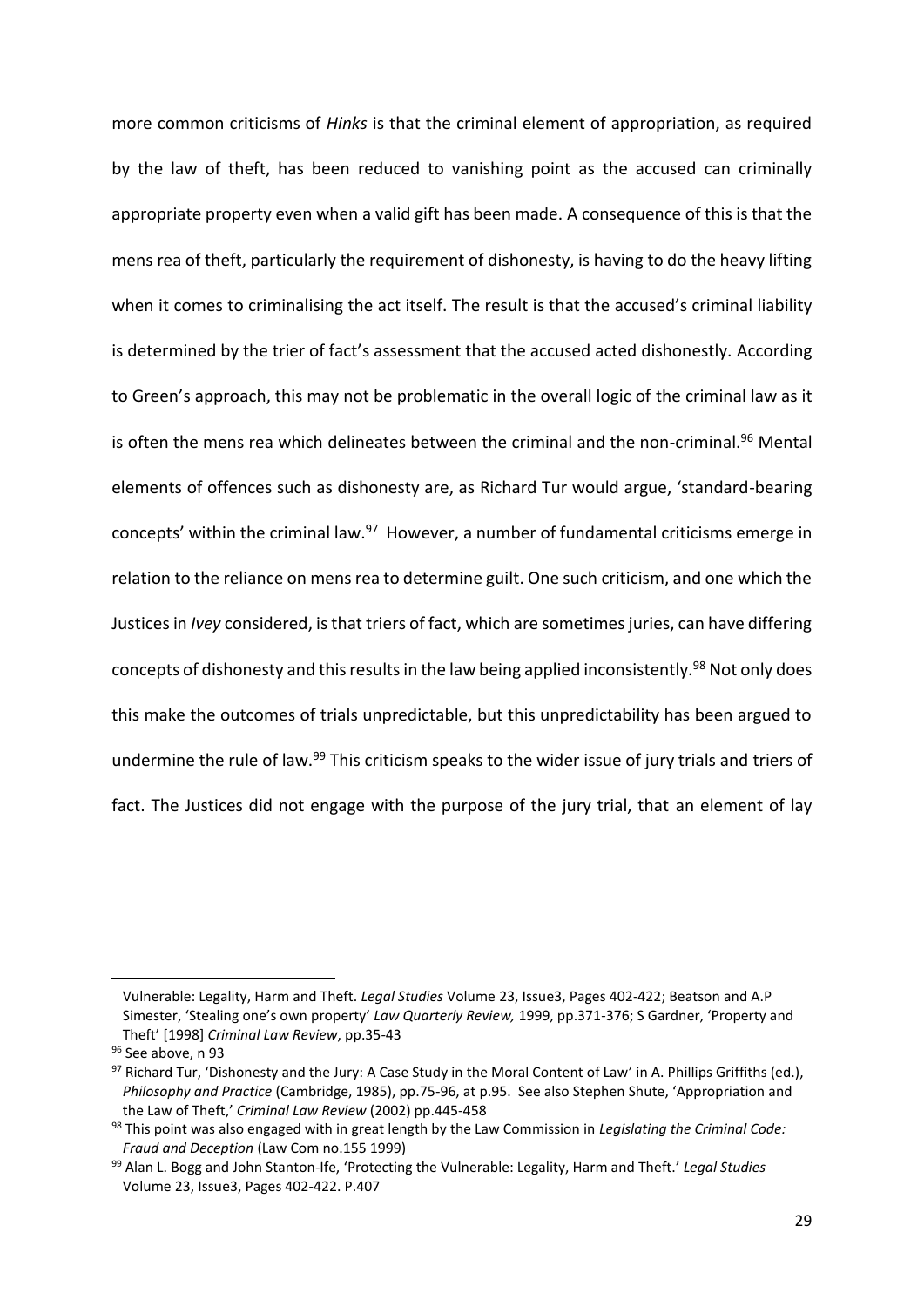more common criticisms of *Hinks* is that the criminal element of appropriation, as required by the law of theft, has been reduced to vanishing point as the accused can criminally appropriate property even when a valid gift has been made. A consequence of this is that the mens rea of theft, particularly the requirement of dishonesty, is having to do the heavy lifting when it comes to criminalising the act itself. The result is that the accused's criminal liability is determined by the trier of fact's assessment that the accused acted dishonestly. According to Green's approach, this may not be problematic in the overall logic of the criminal law as it is often the mens rea which delineates between the criminal and the non-criminal.[96] Mental elements of offences such as dishonesty are, as Richard Tur would argue, 'standard-bearing concepts' within the criminal law.[97] However, a number of fundamental criticisms emerge in relation to the reliance on mens rea to determine guilt. One such criticism, and one which the Justices in *Ivey* considered, is that triers of fact, which are sometimes juries, can have differing concepts of dishonesty and this results in the law being applied inconsistently.[98] Not only does this make the outcomes of trials unpredictable, but this unpredictability has been argued to undermine the rule of law.[99] This criticism speaks to the wider issue of jury trials and triers of fact. The Justices did not engage with the purpose of the jury trial, that an element of lay

---

Vulnerable: Legality, Harm and Theft. *Legal Studies* Volume 23, Issue3, Pages 402-422; Beatson and A.P Simester, 'Stealing one's own property' *Law Quarterly Review,* 1999, pp.371-376; S Gardner, 'Property and Theft' [1998] *Criminal Law Review*, pp.35-43

[96] See above, n 93

[97] Richard Tur, 'Dishonesty and the Jury: A Case Study in the Moral Content of Law' in A. Phillips Griffiths (ed.), *Philosophy and Practice* (Cambridge, 1985), pp.75-96, at p.95. See also Stephen Shute, 'Appropriation and the Law of Theft,' *Criminal Law Review* (2002) pp.445-458

[98] This point was also engaged with in great length by the Law Commission in *Legislating the Criminal Code: Fraud and Deception* (Law Com no.155 1999)

[99] Alan L. Bogg and John Stanton-Ife, 'Protecting the Vulnerable: Legality, Harm and Theft.' *Legal Studies* Volume 23, Issue3, Pages 402-422. P.407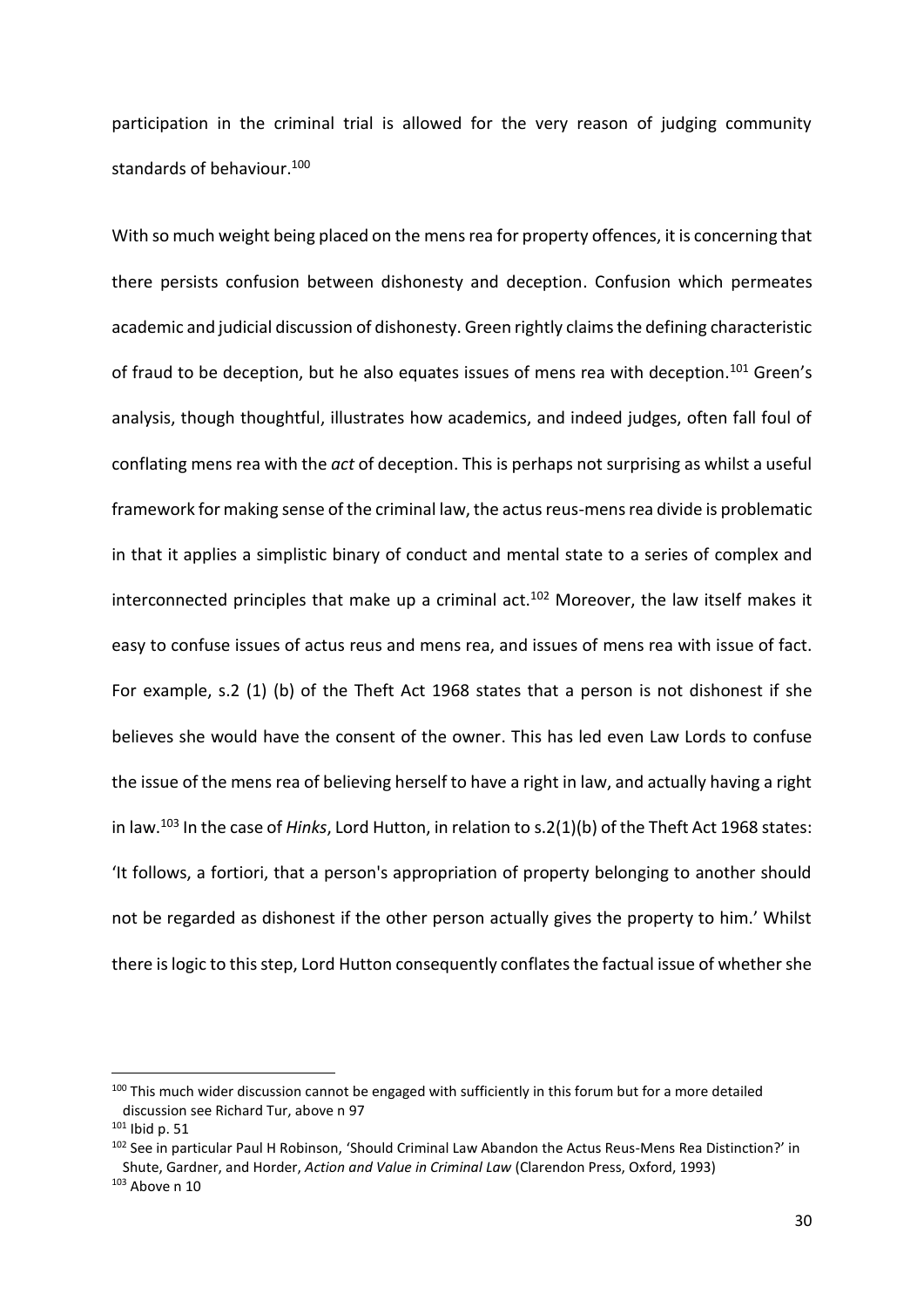participation in the criminal trial is allowed for the very reason of judging community standards of behaviour.[100]

With so much weight being placed on the mens rea for property offences, it is concerning that there persists confusion between dishonesty and deception. Confusion which permeates academic and judicial discussion of dishonesty. Green rightly claims the defining characteristic of fraud to be deception, but he also equates issues of mens rea with deception.[101] Green's analysis, though thoughtful, illustrates how academics, and indeed judges, often fall foul of conflating mens rea with the *act* of deception. This is perhaps not surprising as whilst a useful framework for making sense of the criminal law, the actus reus-mens rea divide is problematic in that it applies a simplistic binary of conduct and mental state to a series of complex and interconnected principles that make up a criminal act.[102] Moreover, the law itself makes it easy to confuse issues of actus reus and mens rea, and issues of mens rea with issue of fact. For example, s.2 (1) (b) of the Theft Act 1968 states that a person is not dishonest if she believes she would have the consent of the owner. This has led even Law Lords to confuse the issue of the mens rea of believing herself to have a right in law, and actually having a right in law.[103] In the case of *Hinks*, Lord Hutton, in relation to s.2(1)(b) of the Theft Act 1968 states: 'It follows, a fortiori, that a person's appropriation of property belonging to another should not be regarded as dishonest if the other person actually gives the property to him.' Whilst there is logic to this step, Lord Hutton consequently conflates the factual issue of whether she

---

[100] This much wider discussion cannot be engaged with sufficiently in this forum but for a more detailed discussion see Richard Tur, above n 97

[101] Ibid p. 51

[102] See in particular Paul H Robinson, 'Should Criminal Law Abandon the Actus Reus-Mens Rea Distinction?' in Shute, Gardner, and Horder, *Action and Value in Criminal Law* (Clarendon Press, Oxford, 1993)

[103] Above n 10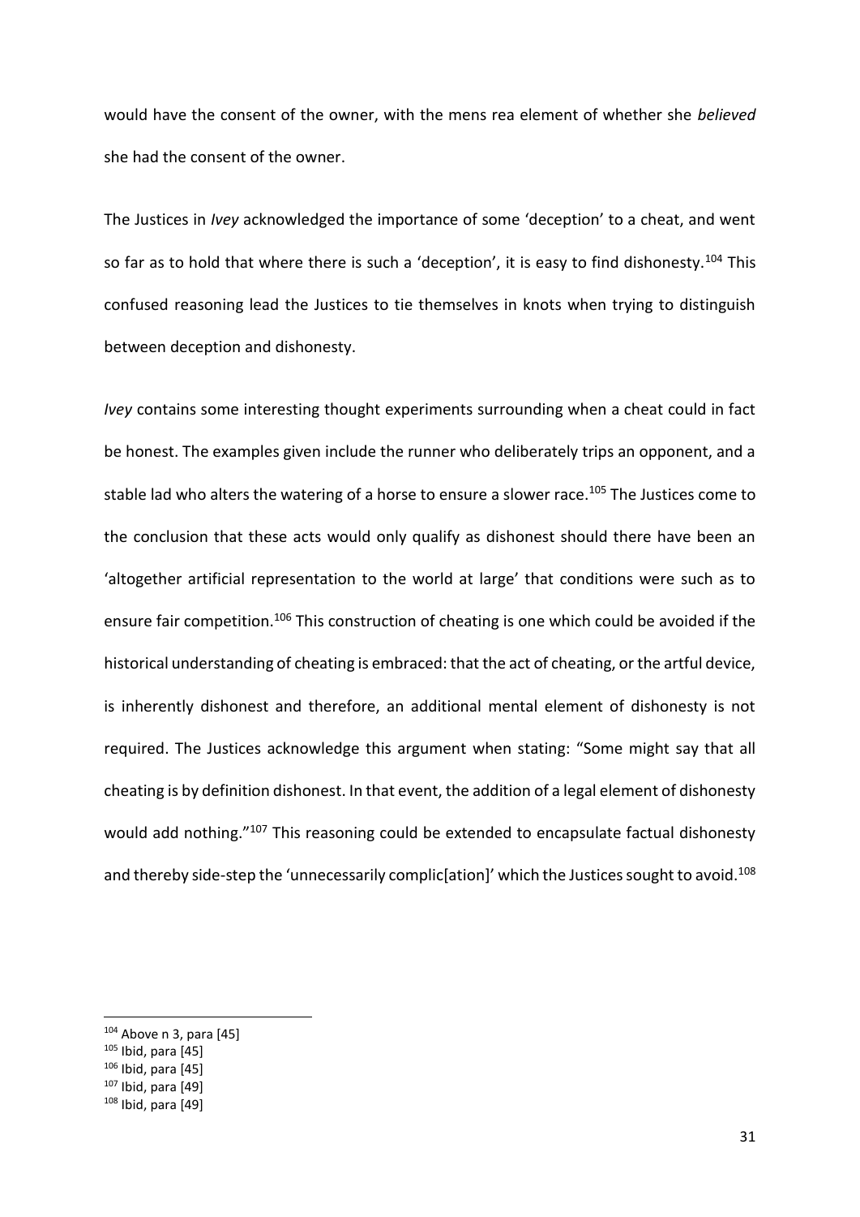would have the consent of the owner, with the mens rea element of whether she *believed* she had the consent of the owner.

The Justices in *Ivey* acknowledged the importance of some 'deception' to a cheat, and went so far as to hold that where there is such a 'deception', it is easy to find dishonesty.[104] This confused reasoning lead the Justices to tie themselves in knots when trying to distinguish between deception and dishonesty.

*Ivey* contains some interesting thought experiments surrounding when a cheat could in fact be honest. The examples given include the runner who deliberately trips an opponent, and a stable lad who alters the watering of a horse to ensure a slower race.[105] The Justices come to the conclusion that these acts would only qualify as dishonest should there have been an 'altogether artificial representation to the world at large' that conditions were such as to ensure fair competition.[106] This construction of cheating is one which could be avoided if the historical understanding of cheating is embraced: that the act of cheating, or the artful device, is inherently dishonest and therefore, an additional mental element of dishonesty is not required. The Justices acknowledge this argument when stating: "Some might say that all cheating is by definition dishonest. In that event, the addition of a legal element of dishonesty would add nothing."[107] This reasoning could be extended to encapsulate factual dishonesty and thereby side-step the 'unnecessarily complic[ation]' which the Justices sought to avoid.[108]

---

[104] Above n 3, para [45]
[105] Ibid, para [45]
[106] Ibid, para [45]
[107] Ibid, para [49]
[108] Ibid, para [49]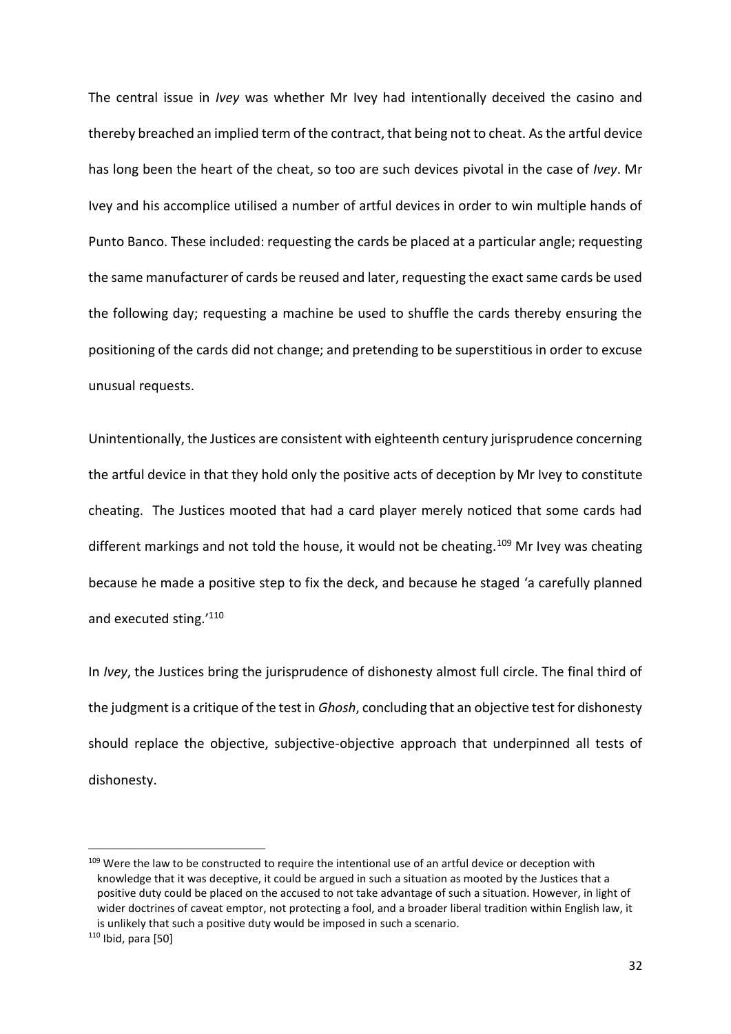The central issue in *Ivey* was whether Mr Ivey had intentionally deceived the casino and thereby breached an implied term of the contract, that being not to cheat. As the artful device has long been the heart of the cheat, so too are such devices pivotal in the case of *Ivey*. Mr Ivey and his accomplice utilised a number of artful devices in order to win multiple hands of Punto Banco. These included: requesting the cards be placed at a particular angle; requesting the same manufacturer of cards be reused and later, requesting the exact same cards be used the following day; requesting a machine be used to shuffle the cards thereby ensuring the positioning of the cards did not change; and pretending to be superstitious in order to excuse unusual requests.

Unintentionally, the Justices are consistent with eighteenth century jurisprudence concerning the artful device in that they hold only the positive acts of deception by Mr Ivey to constitute cheating. The Justices mooted that had a card player merely noticed that some cards had different markings and not told the house, it would not be cheating.[109] Mr Ivey was cheating because he made a positive step to fix the deck, and because he staged 'a carefully planned and executed sting.'[110]

In *Ivey*, the Justices bring the jurisprudence of dishonesty almost full circle. The final third of the judgment is a critique of the test in *Ghosh*, concluding that an objective test for dishonesty should replace the objective, subjective-objective approach that underpinned all tests of dishonesty.

---

[109] Were the law to be constructed to require the intentional use of an artful device or deception with knowledge that it was deceptive, it could be argued in such a situation as mooted by the Justices that a positive duty could be placed on the accused to not take advantage of such a situation. However, in light of wider doctrines of caveat emptor, not protecting a fool, and a broader liberal tradition within English law, it is unlikely that such a positive duty would be imposed in such a scenario.

[110] Ibid, para [50]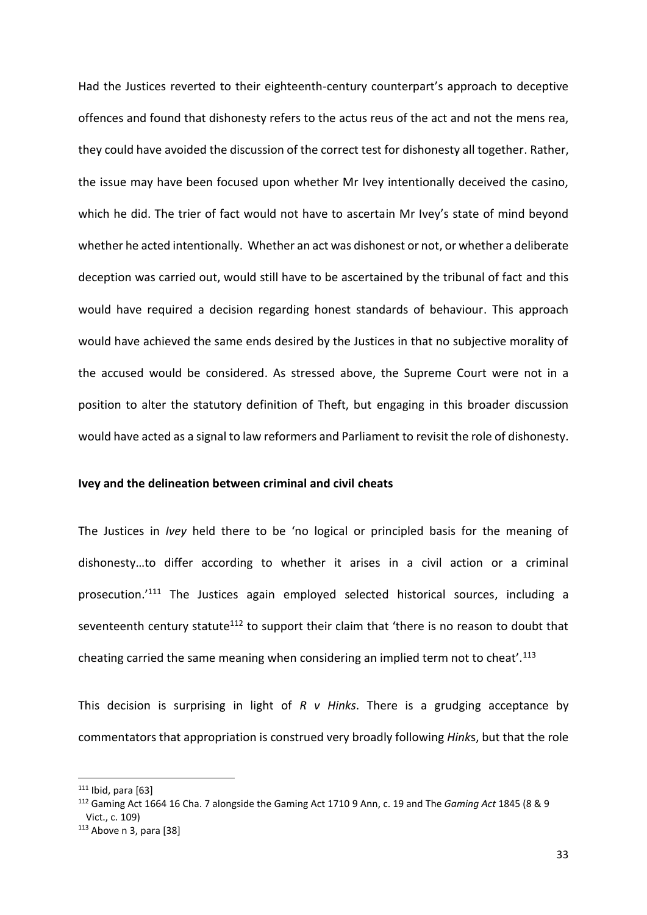Had the Justices reverted to their eighteenth-century counterpart's approach to deceptive offences and found that dishonesty refers to the actus reus of the act and not the mens rea, they could have avoided the discussion of the correct test for dishonesty all together. Rather, the issue may have been focused upon whether Mr Ivey intentionally deceived the casino, which he did. The trier of fact would not have to ascertain Mr Ivey's state of mind beyond whether he acted intentionally. Whether an act was dishonest or not, or whether a deliberate deception was carried out, would still have to be ascertained by the tribunal of fact and this would have required a decision regarding honest standards of behaviour. This approach would have achieved the same ends desired by the Justices in that no subjective morality of the accused would be considered. As stressed above, the Supreme Court were not in a position to alter the statutory definition of Theft, but engaging in this broader discussion would have acted as a signal to law reformers and Parliament to revisit the role of dishonesty.

**Ivey and the delineation between criminal and civil cheats**

The Justices in *Ivey* held there to be 'no logical or principled basis for the meaning of dishonesty…to differ according to whether it arises in a civil action or a criminal prosecution.'[111] The Justices again employed selected historical sources, including a seventeenth century statute[112] to support their claim that 'there is no reason to doubt that cheating carried the same meaning when considering an implied term not to cheat'.[113]

This decision is surprising in light of *R v Hinks*. There is a grudging acceptance by commentators that appropriation is construed very broadly following *Hinks*, but that the role

---

[111] Ibid, para [63]

[112] Gaming Act 1664 16 Cha. 7 alongside the Gaming Act 1710 9 Ann, c. 19 and The *Gaming Act* 1845 (8 & 9 Vict., c. 109)

[113] Above n 3, para [38]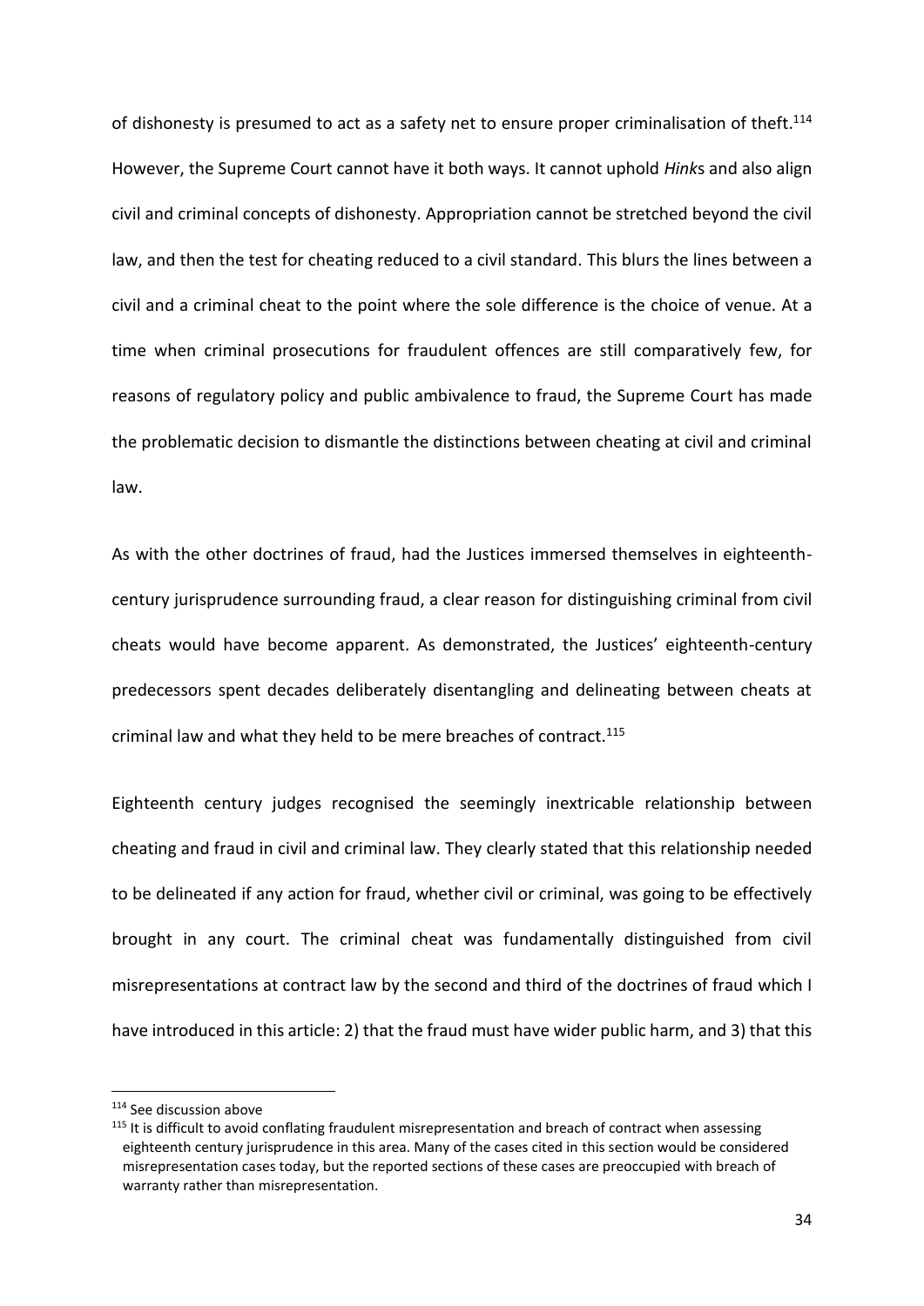of dishonesty is presumed to act as a safety net to ensure proper criminalisation of theft.[114] However, the Supreme Court cannot have it both ways. It cannot uphold *Hink*s and also align civil and criminal concepts of dishonesty. Appropriation cannot be stretched beyond the civil law, and then the test for cheating reduced to a civil standard. This blurs the lines between a civil and a criminal cheat to the point where the sole difference is the choice of venue. At a time when criminal prosecutions for fraudulent offences are still comparatively few, for reasons of regulatory policy and public ambivalence to fraud, the Supreme Court has made the problematic decision to dismantle the distinctions between cheating at civil and criminal law.

As with the other doctrines of fraud, had the Justices immersed themselves in eighteenth-century jurisprudence surrounding fraud, a clear reason for distinguishing criminal from civil cheats would have become apparent. As demonstrated, the Justices' eighteenth-century predecessors spent decades deliberately disentangling and delineating between cheats at criminal law and what they held to be mere breaches of contract.[115]

Eighteenth century judges recognised the seemingly inextricable relationship between cheating and fraud in civil and criminal law. They clearly stated that this relationship needed to be delineated if any action for fraud, whether civil or criminal, was going to be effectively brought in any court. The criminal cheat was fundamentally distinguished from civil misrepresentations at contract law by the second and third of the doctrines of fraud which I have introduced in this article: 2) that the fraud must have wider public harm, and 3) that this

[114] See discussion above

[115] It is difficult to avoid conflating fraudulent misrepresentation and breach of contract when assessing eighteenth century jurisprudence in this area. Many of the cases cited in this section would be considered misrepresentation cases today, but the reported sections of these cases are preoccupied with breach of warranty rather than misrepresentation.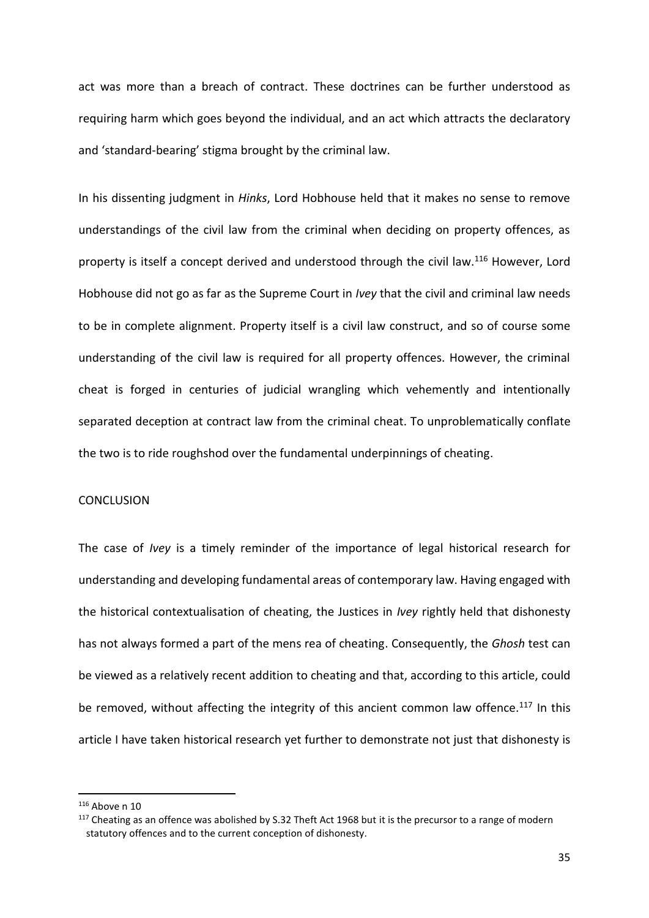act was more than a breach of contract. These doctrines can be further understood as requiring harm which goes beyond the individual, and an act which attracts the declaratory and 'standard-bearing' stigma brought by the criminal law.

In his dissenting judgment in *Hinks*, Lord Hobhouse held that it makes no sense to remove understandings of the civil law from the criminal when deciding on property offences, as property is itself a concept derived and understood through the civil law.[116] However, Lord Hobhouse did not go as far as the Supreme Court in *Ivey* that the civil and criminal law needs to be in complete alignment. Property itself is a civil law construct, and so of course some understanding of the civil law is required for all property offences. However, the criminal cheat is forged in centuries of judicial wrangling which vehemently and intentionally separated deception at contract law from the criminal cheat. To unproblematically conflate the two is to ride roughshod over the fundamental underpinnings of cheating.

## CONCLUSION

The case of *Ivey* is a timely reminder of the importance of legal historical research for understanding and developing fundamental areas of contemporary law. Having engaged with the historical contextualisation of cheating, the Justices in *Ivey* rightly held that dishonesty has not always formed a part of the mens rea of cheating. Consequently, the *Ghosh* test can be viewed as a relatively recent addition to cheating and that, according to this article, could be removed, without affecting the integrity of this ancient common law offence.[117] In this article I have taken historical research yet further to demonstrate not just that dishonesty is

---

[116] Above n 10

[117] Cheating as an offence was abolished by S.32 Theft Act 1968 but it is the precursor to a range of modern statutory offences and to the current conception of dishonesty.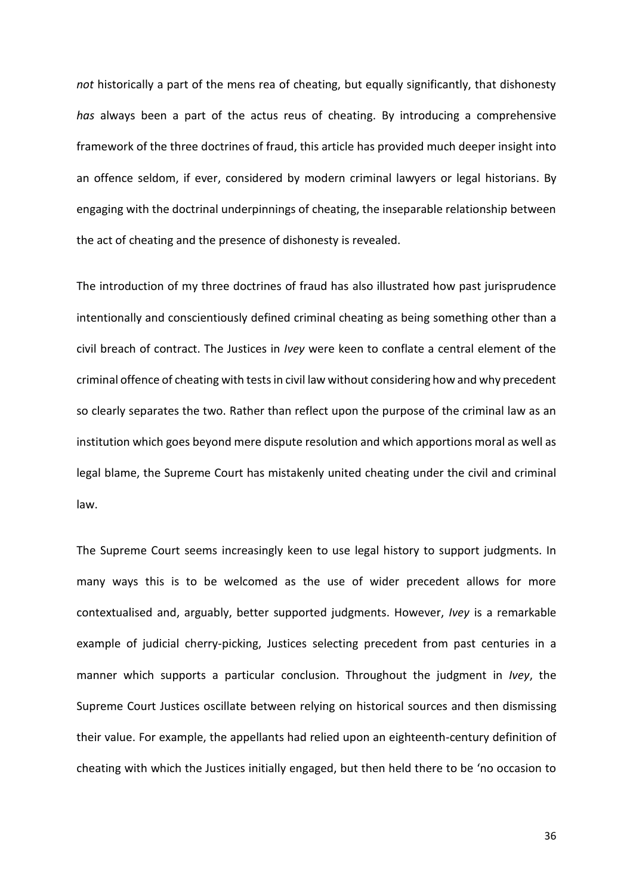*not* historically a part of the mens rea of cheating, but equally significantly, that dishonesty *has* always been a part of the actus reus of cheating. By introducing a comprehensive framework of the three doctrines of fraud, this article has provided much deeper insight into an offence seldom, if ever, considered by modern criminal lawyers or legal historians. By engaging with the doctrinal underpinnings of cheating, the inseparable relationship between the act of cheating and the presence of dishonesty is revealed.

The introduction of my three doctrines of fraud has also illustrated how past jurisprudence intentionally and conscientiously defined criminal cheating as being something other than a civil breach of contract. The Justices in *Ivey* were keen to conflate a central element of the criminal offence of cheating with tests in civil law without considering how and why precedent so clearly separates the two. Rather than reflect upon the purpose of the criminal law as an institution which goes beyond mere dispute resolution and which apportions moral as well as legal blame, the Supreme Court has mistakenly united cheating under the civil and criminal law.

The Supreme Court seems increasingly keen to use legal history to support judgments. In many ways this is to be welcomed as the use of wider precedent allows for more contextualised and, arguably, better supported judgments. However, *Ivey* is a remarkable example of judicial cherry-picking, Justices selecting precedent from past centuries in a manner which supports a particular conclusion. Throughout the judgment in *Ivey*, the Supreme Court Justices oscillate between relying on historical sources and then dismissing their value. For example, the appellants had relied upon an eighteenth-century definition of cheating with which the Justices initially engaged, but then held there to be 'no occasion to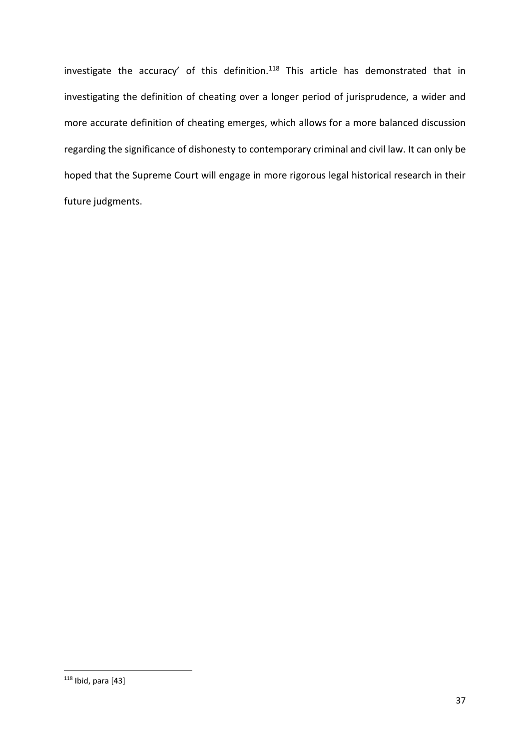investigate the accuracy' of this definition.[118] This article has demonstrated that in investigating the definition of cheating over a longer period of jurisprudence, a wider and more accurate definition of cheating emerges, which allows for a more balanced discussion regarding the significance of dishonesty to contemporary criminal and civil law. It can only be hoped that the Supreme Court will engage in more rigorous legal historical research in their future judgments.

---

[118] Ibid, para [43]